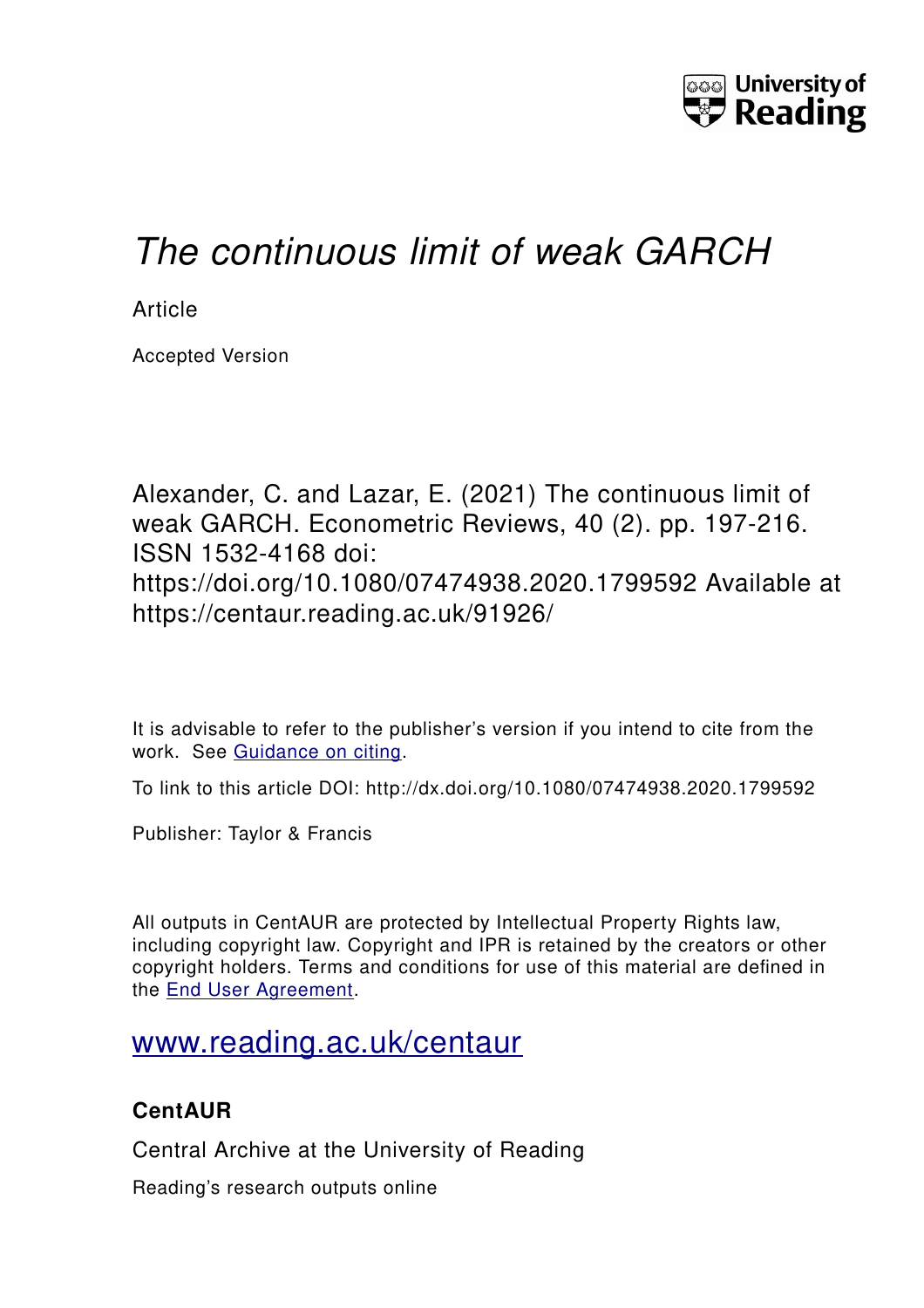# *The continuous limit of weak GARCH*

Article

Accepted Version

Alexander, C. and Lazar, E. (2021) The continuous limit of weak GARCH. Econometric Reviews, 40 (2). pp. 197-216. ISSN 1532-4168 doi: https://doi.org/10.1080/07474938.2020.1799592 Available at https://centaur.reading.ac.uk/91926/

It is advisable to refer to the publisher's version if you intend to cite from the work. See Guidance on citing.

To link to this article DOI: http://dx.doi.org/10.1080/07474938.2020.1799592

Publisher: Taylor & Francis

All outputs in CentAUR are protected by Intellectual Property Rights law, including copyright law. Copyright and IPR is retained by the creators or other copyright holders. Terms and conditions for use of this material are defined in the End User Agreement.

www.reading.ac.uk/centaur

**CentAUR**

Central Archive at the University of Reading

Reading's research outputs online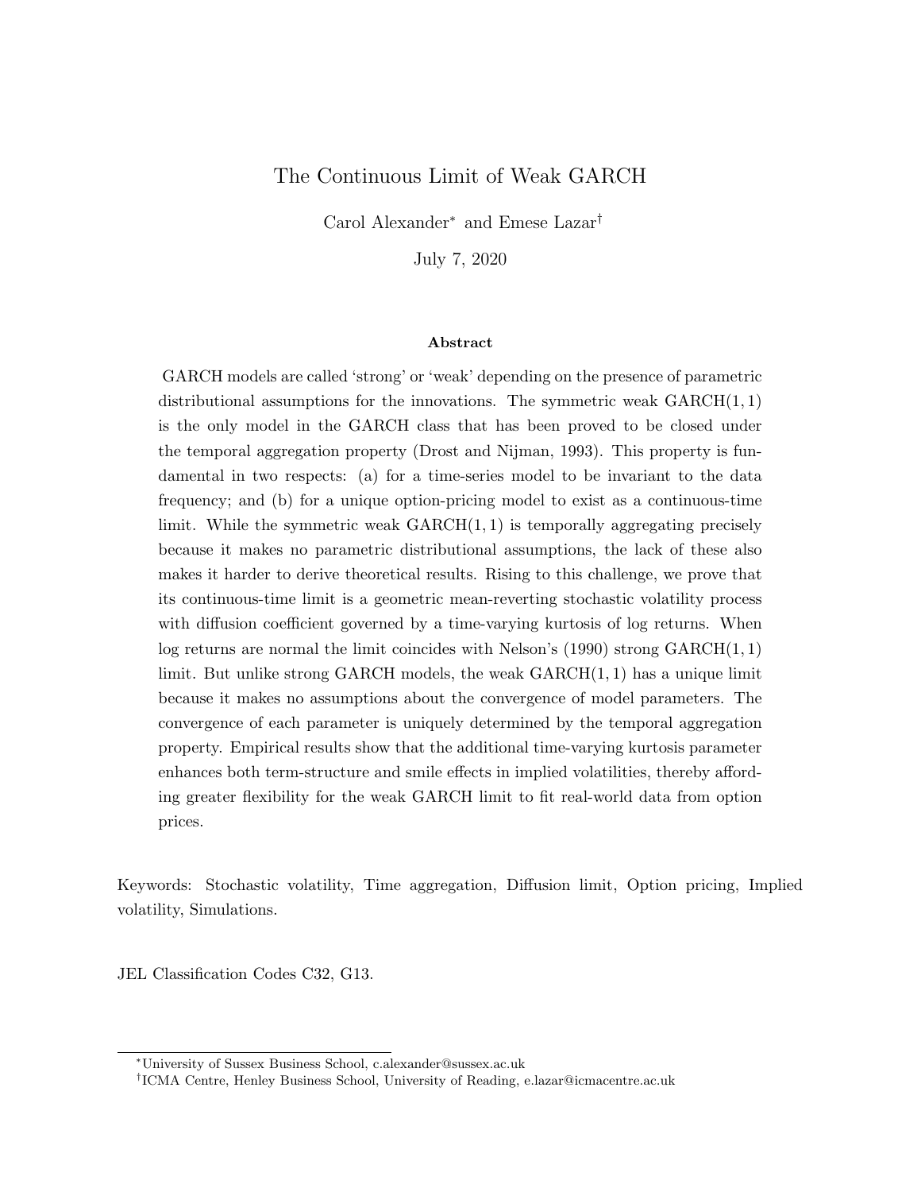# The Continuous Limit of Weak GARCH

Carol Alexander[*] and Emese Lazar[†]

July 7, 2020

**Abstract**

GARCH models are called 'strong' or 'weak' depending on the presence of parametric distributional assumptions for the innovations. The symmetric weak GARCH$(1,1)$ is the only model in the GARCH class that has been proved to be closed under the temporal aggregation property (Drost and Nijman, 1993). This property is fundamental in two respects: (a) for a time-series model to be invariant to the data frequency; and (b) for a unique option-pricing model to exist as a continuous-time limit. While the symmetric weak GARCH$(1,1)$ is temporally aggregating precisely because it makes no parametric distributional assumptions, the lack of these also makes it harder to derive theoretical results. Rising to this challenge, we prove that its continuous-time limit is a geometric mean-reverting stochastic volatility process with diffusion coefficient governed by a time-varying kurtosis of log returns. When log returns are normal the limit coincides with Nelson's (1990) strong GARCH$(1,1)$ limit. But unlike strong GARCH models, the weak GARCH$(1,1)$ has a unique limit because it makes no assumptions about the convergence of model parameters. The convergence of each parameter is uniquely determined by the temporal aggregation property. Empirical results show that the additional time-varying kurtosis parameter enhances both term-structure and smile effects in implied volatilities, thereby affording greater flexibility for the weak GARCH limit to fit real-world data from option prices.

Keywords: Stochastic volatility, Time aggregation, Diffusion limit, Option pricing, Implied volatility, Simulations.

JEL Classification Codes C32, G13.

[*] University of Sussex Business School, c.alexander@sussex.ac.uk

[†] ICMA Centre, Henley Business School, University of Reading, e.lazar@icmacentre.ac.uk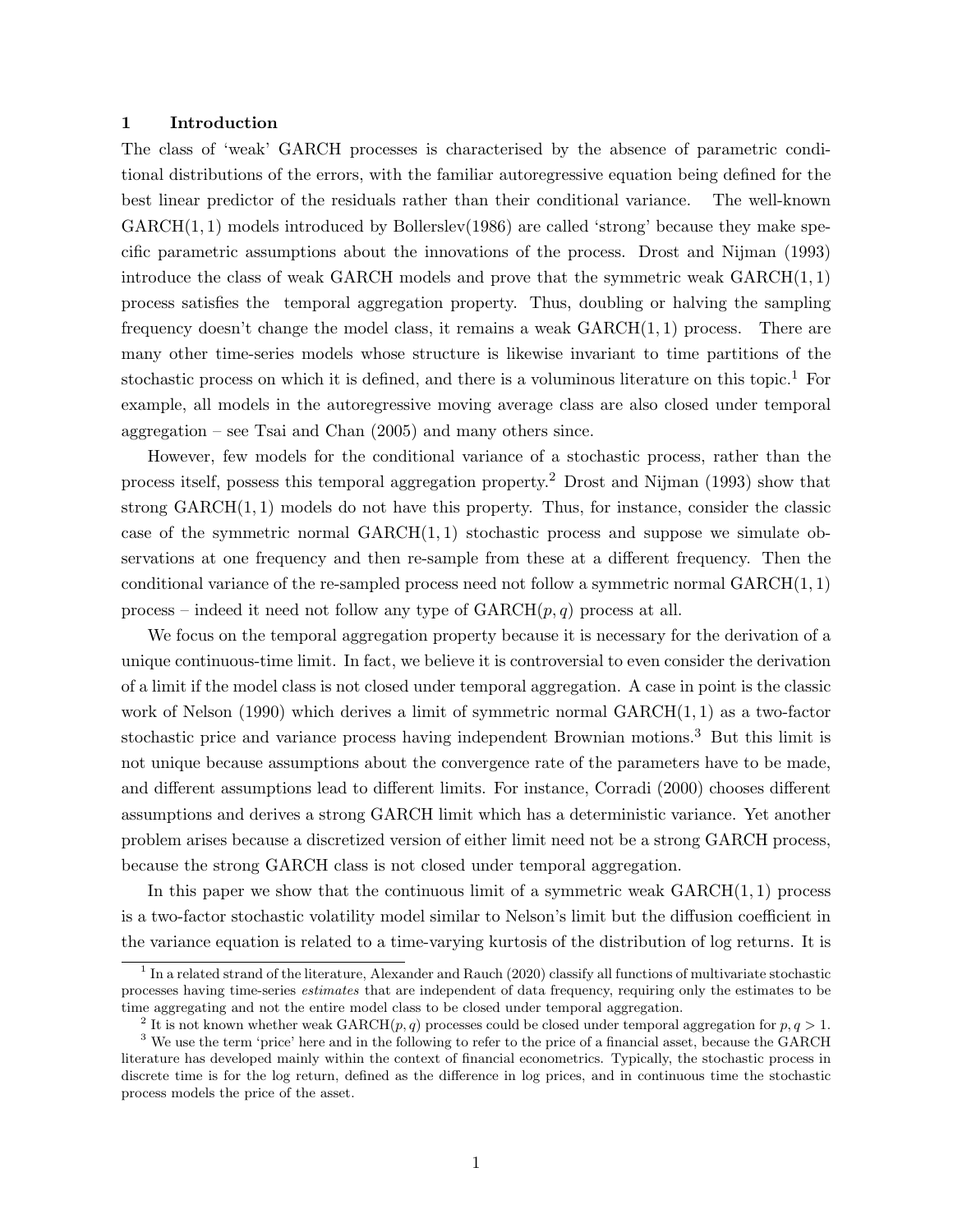## 1 Introduction

The class of 'weak' GARCH processes is characterised by the absence of parametric conditional distributions of the errors, with the familiar autoregressive equation being defined for the best linear predictor of the residuals rather than their conditional variance. The well-known $\text{GARCH}(1,1)$ models introduced by Bollerslev(1986) are called 'strong' because they make specific parametric assumptions about the innovations of the process. Drost and Nijman (1993) introduce the class of weak GARCH models and prove that the symmetric weak $\text{GARCH}(1,1)$ process satisfies the temporal aggregation property. Thus, doubling or halving the sampling frequency doesn't change the model class, it remains a weak $\text{GARCH}(1,1)$ process. There are many other time-series models whose structure is likewise invariant to time partitions of the stochastic process on which it is defined, and there is a voluminous literature on this topic.[1] For example, all models in the autoregressive moving average class are also closed under temporal aggregation – see Tsai and Chan (2005) and many others since.

However, few models for the conditional variance of a stochastic process, rather than the process itself, possess this temporal aggregation property.[2] Drost and Nijman (1993) show that strong $\text{GARCH}(1,1)$ models do not have this property. Thus, for instance, consider the classic case of the symmetric normal $\text{GARCH}(1,1)$ stochastic process and suppose we simulate observations at one frequency and then re-sample from these at a different frequency. Then the conditional variance of the re-sampled process need not follow a symmetric normal $\text{GARCH}(1,1)$ process – indeed it need not follow any type of $\text{GARCH}(p,q)$ process at all.

We focus on the temporal aggregation property because it is necessary for the derivation of a unique continuous-time limit. In fact, we believe it is controversial to even consider the derivation of a limit if the model class is not closed under temporal aggregation. A case in point is the classic work of Nelson (1990) which derives a limit of symmetric normal $\text{GARCH}(1,1)$ as a two-factor stochastic price and variance process having independent Brownian motions.[3] But this limit is not unique because assumptions about the convergence rate of the parameters have to be made, and different assumptions lead to different limits. For instance, Corradi (2000) chooses different assumptions and derives a strong GARCH limit which has a deterministic variance. Yet another problem arises because a discretized version of either limit need not be a strong GARCH process, because the strong GARCH class is not closed under temporal aggregation.

In this paper we show that the continuous limit of a symmetric weak $\text{GARCH}(1,1)$ process is a two-factor stochastic volatility model similar to Nelson's limit but the diffusion coefficient in the variance equation is related to a time-varying kurtosis of the distribution of log returns. It is

[1] In a related strand of the literature, Alexander and Rauch (2020) classify all functions of multivariate stochastic processes having time-series *estimates* that are independent of data frequency, requiring only the estimates to be time aggregating and not the entire model class to be closed under temporal aggregation.

[2] It is not known whether weak $\text{GARCH}(p,q)$ processes could be closed under temporal aggregation for $p,q > 1$.

[3] We use the term 'price' here and in the following to refer to the price of a financial asset, because the GARCH literature has developed mainly within the context of financial econometrics. Typically, the stochastic process in discrete time is for the log return, defined as the difference in log prices, and in continuous time the stochastic process models the price of the asset.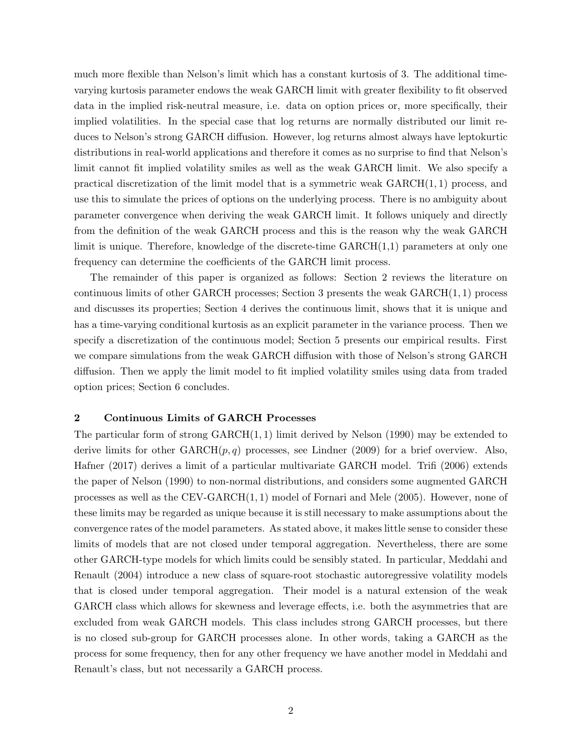much more flexible than Nelson's limit which has a constant kurtosis of 3. The additional time-varying kurtosis parameter endows the weak GARCH limit with greater flexibility to fit observed data in the implied risk-neutral measure, i.e. data on option prices or, more specifically, their implied volatilities. In the special case that log returns are normally distributed our limit reduces to Nelson's strong GARCH diffusion. However, log returns almost always have leptokurtic distributions in real-world applications and therefore it comes as no surprise to find that Nelson's limit cannot fit implied volatility smiles as well as the weak GARCH limit. We also specify a practical discretization of the limit model that is a symmetric weak $\text{GARCH}(1,1)$ process, and use this to simulate the prices of options on the underlying process. There is no ambiguity about parameter convergence when deriving the weak GARCH limit. It follows uniquely and directly from the definition of the weak GARCH process and this is the reason why the weak GARCH limit is unique. Therefore, knowledge of the discrete-time GARCH(1,1) parameters at only one frequency can determine the coefficients of the GARCH limit process.

The remainder of this paper is organized as follows: Section 2 reviews the literature on continuous limits of other GARCH processes; Section 3 presents the weak $\text{GARCH}(1,1)$ process and discusses its properties; Section 4 derives the continuous limit, shows that it is unique and has a time-varying conditional kurtosis as an explicit parameter in the variance process. Then we specify a discretization of the continuous model; Section 5 presents our empirical results. First we compare simulations from the weak GARCH diffusion with those of Nelson's strong GARCH diffusion. Then we apply the limit model to fit implied volatility smiles using data from traded option prices; Section 6 concludes.

## 2 Continuous Limits of GARCH Processes

The particular form of strong $\text{GARCH}(1,1)$ limit derived by Nelson (1990) may be extended to derive limits for other $\text{GARCH}(p,q)$ processes, see Lindner (2009) for a brief overview. Also, Hafner (2017) derives a limit of a particular multivariate GARCH model. Trifi (2006) extends the paper of Nelson (1990) to non-normal distributions, and considers some augmented GARCH processes as well as the $\text{CEV-GARCH}(1,1)$ model of Fornari and Mele (2005). However, none of these limits may be regarded as unique because it is still necessary to make assumptions about the convergence rates of the model parameters. As stated above, it makes little sense to consider these limits of models that are not closed under temporal aggregation. Nevertheless, there are some other GARCH-type models for which limits could be sensibly stated. In particular, Meddahi and Renault (2004) introduce a new class of square-root stochastic autoregressive volatility models that is closed under temporal aggregation. Their model is a natural extension of the weak GARCH class which allows for skewness and leverage effects, i.e. both the asymmetries that are excluded from weak GARCH models. This class includes strong GARCH processes, but there is no closed sub-group for GARCH processes alone. In other words, taking a GARCH as the process for some frequency, then for any other frequency we have another model in Meddahi and Renault's class, but not necessarily a GARCH process.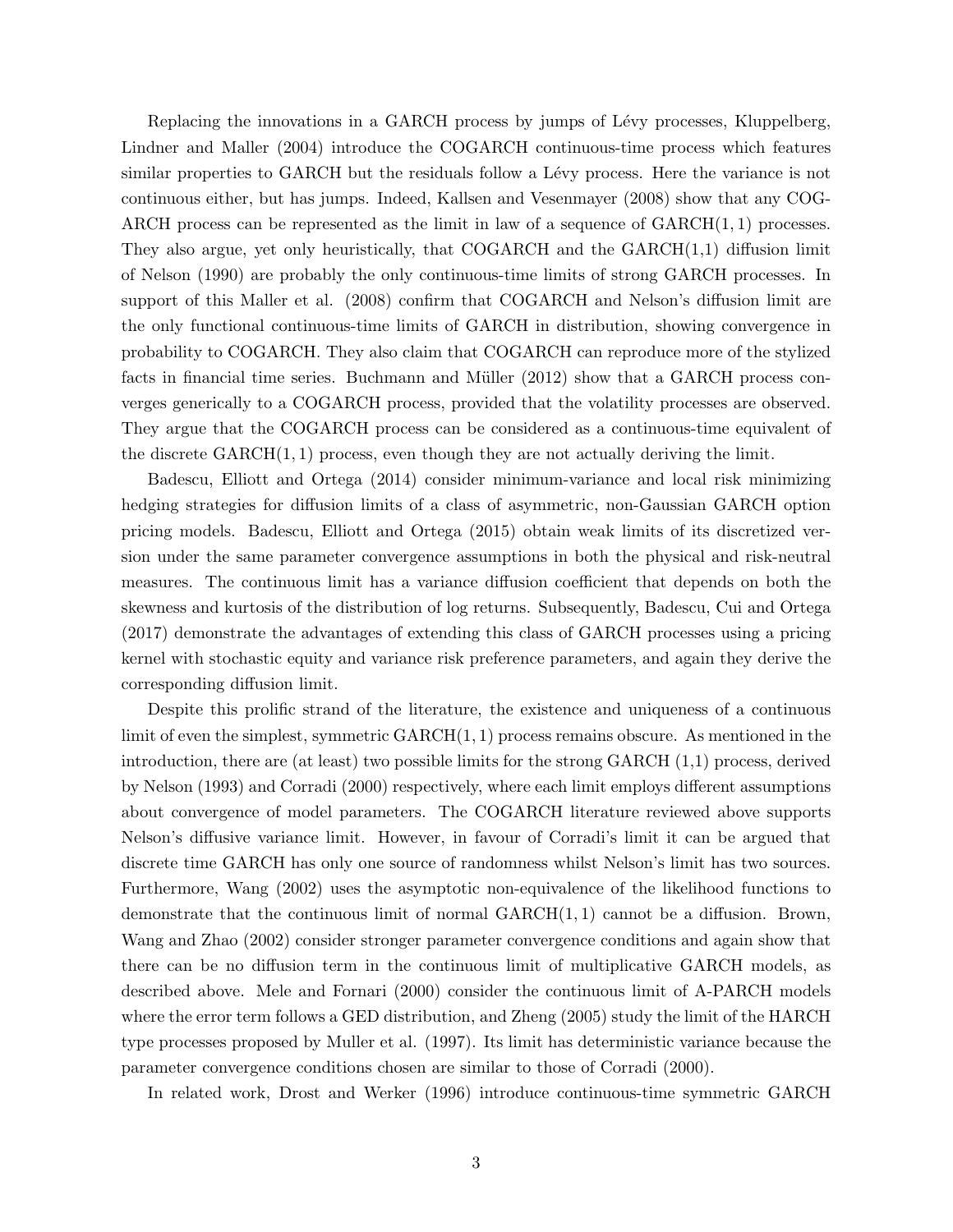Replacing the innovations in a GARCH process by jumps of Lévy processes, Kluppelberg, Lindner and Maller (2004) introduce the COGARCH continuous-time process which features similar properties to GARCH but the residuals follow a Lévy process. Here the variance is not continuous either, but has jumps. Indeed, Kallsen and Vesenmayer (2008) show that any COGARCH process can be represented as the limit in law of a sequence of GARCH$(1,1)$ processes. They also argue, yet only heuristically, that COGARCH and the GARCH(1,1) diffusion limit of Nelson (1990) are probably the only continuous-time limits of strong GARCH processes. In support of this Maller et al. (2008) confirm that COGARCH and Nelson's diffusion limit are the only functional continuous-time limits of GARCH in distribution, showing convergence in probability to COGARCH. They also claim that COGARCH can reproduce more of the stylized facts in financial time series. Buchmann and Müller (2012) show that a GARCH process converges generically to a COGARCH process, provided that the volatility processes are observed. They argue that the COGARCH process can be considered as a continuous-time equivalent of the discrete GARCH$(1,1)$ process, even though they are not actually deriving the limit.

Badescu, Elliott and Ortega (2014) consider minimum-variance and local risk minimizing hedging strategies for diffusion limits of a class of asymmetric, non-Gaussian GARCH option pricing models. Badescu, Elliott and Ortega (2015) obtain weak limits of its discretized version under the same parameter convergence assumptions in both the physical and risk-neutral measures. The continuous limit has a variance diffusion coefficient that depends on both the skewness and kurtosis of the distribution of log returns. Subsequently, Badescu, Cui and Ortega (2017) demonstrate the advantages of extending this class of GARCH processes using a pricing kernel with stochastic equity and variance risk preference parameters, and again they derive the corresponding diffusion limit.

Despite this prolific strand of the literature, the existence and uniqueness of a continuous limit of even the simplest, symmetric GARCH$(1,1)$ process remains obscure. As mentioned in the introduction, there are (at least) two possible limits for the strong GARCH (1,1) process, derived by Nelson (1993) and Corradi (2000) respectively, where each limit employs different assumptions about convergence of model parameters. The COGARCH literature reviewed above supports Nelson's diffusive variance limit. However, in favour of Corradi's limit it can be argued that discrete time GARCH has only one source of randomness whilst Nelson's limit has two sources. Furthermore, Wang (2002) uses the asymptotic non-equivalence of the likelihood functions to demonstrate that the continuous limit of normal GARCH$(1,1)$ cannot be a diffusion. Brown, Wang and Zhao (2002) consider stronger parameter convergence conditions and again show that there can be no diffusion term in the continuous limit of multiplicative GARCH models, as described above. Mele and Fornari (2000) consider the continuous limit of A-PARCH models where the error term follows a GED distribution, and Zheng (2005) study the limit of the HARCH type processes proposed by Muller et al. (1997). Its limit has deterministic variance because the parameter convergence conditions chosen are similar to those of Corradi (2000).

In related work, Drost and Werker (1996) introduce continuous-time symmetric GARCH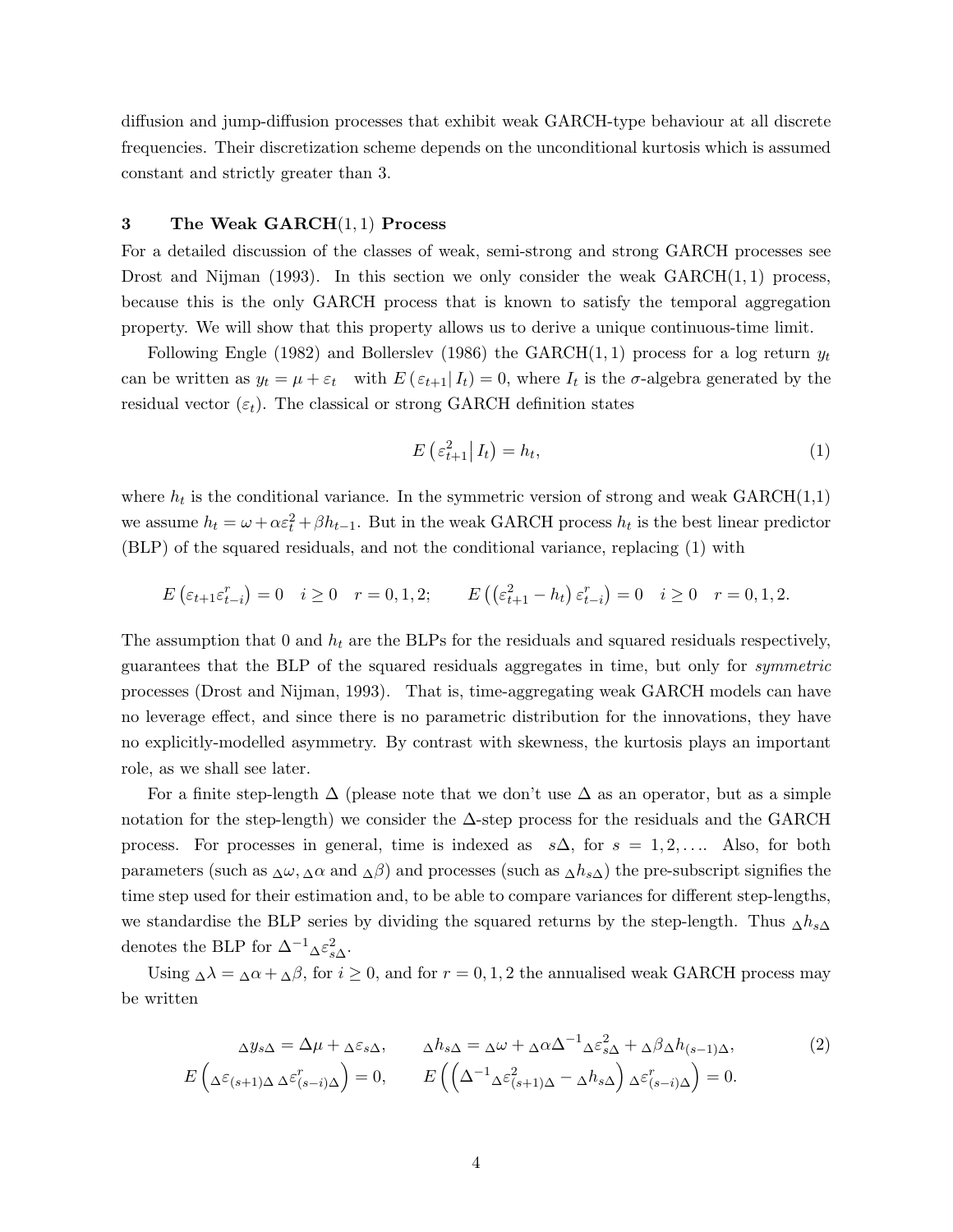diffusion and jump-diffusion processes that exhibit weak GARCH-type behaviour at all discrete frequencies. Their discretization scheme depends on the unconditional kurtosis which is assumed constant and strictly greater than 3.

## 3 The Weak GARCH$(1,1)$ Process

For a detailed discussion of the classes of weak, semi-strong and strong GARCH processes see Drost and Nijman (1993). In this section we only consider the weak GARCH$(1,1)$ process, because this is the only GARCH process that is known to satisfy the temporal aggregation property. We will show that this property allows us to derive a unique continuous-time limit.

Following Engle (1982) and Bollerslev (1986) the GARCH$(1,1)$ process for a log return $y_t$ can be written as $y_t = \mu + \varepsilon_t$ with $E(\varepsilon_{t+1}| I_t) = 0$, where $I_t$ is the $\sigma$-algebra generated by the residual vector $(\varepsilon_t)$. The classical or strong GARCH definition states

$$E\left(\varepsilon_{t+1}^2 \middle| I_t\right) = h_t, \tag{1}$$

where $h_t$ is the conditional variance. In the symmetric version of strong and weak GARCH(1,1) we assume $h_t = \omega + \alpha\varepsilon_t^2 + \beta h_{t-1}$. But in the weak GARCH process $h_t$ is the best linear predictor (BLP) of the squared residuals, and not the conditional variance, replacing (1) with

$$E\left(\varepsilon_{t+1}\varepsilon_{t-i}^r\right) = 0 \quad i \geq 0 \quad r = 0,1,2; \qquad E\left(\left(\varepsilon_{t+1}^2 - h_t\right)\varepsilon_{t-i}^r\right) = 0 \quad i \geq 0 \quad r = 0,1,2.$$

The assumption that 0 and $h_t$ are the BLPs for the residuals and squared residuals respectively, guarantees that the BLP of the squared residuals aggregates in time, but only for *symmetric* processes (Drost and Nijman, 1993). That is, time-aggregating weak GARCH models can have no leverage effect, and since there is no parametric distribution for the innovations, they have no explicitly-modelled asymmetry. By contrast with skewness, the kurtosis plays an important role, as we shall see later.

For a finite step-length $\Delta$ (please note that we don't use $\Delta$ as an operator, but as a simple notation for the step-length) we consider the $\Delta$-step process for the residuals and the GARCH process. For processes in general, time is indexed as $s\Delta$, for $s = 1, 2, \ldots$. Also, for both parameters (such as ${}_\Delta\omega, {}_\Delta\alpha$ and ${}_\Delta\beta$) and processes (such as ${}_\Delta h_{s\Delta}$) the pre-subscript signifies the time step used for their estimation and, to be able to compare variances for different step-lengths, we standardise the BLP series by dividing the squared returns by the step-length. Thus ${}_\Delta h_{s\Delta}$ denotes the BLP for $\Delta^{-1}{}_\Delta\varepsilon_{s\Delta}^2$.

Using ${}_\Delta\lambda = {}_\Delta\alpha + {}_\Delta\beta$, for $i \geq 0$, and for $r = 0,1,2$ the annualised weak GARCH process may be written

$$\begin{aligned} {}_\Delta y_{s\Delta} &= \Delta\mu + {}_\Delta\varepsilon_{s\Delta}, \qquad {}_\Delta h_{s\Delta} = {}_\Delta\omega + {}_\Delta\alpha\Delta^{-1}{}_\Delta\varepsilon_{s\Delta}^2 + {}_\Delta\beta_\Delta h_{(s-1)\Delta}, \\ E\left({}_\Delta\varepsilon_{(s+1)\Delta}\,{}_\Delta\varepsilon_{(s-i)\Delta}^r\right) &= 0, \qquad E\left(\left(\Delta^{-1}{}_\Delta\varepsilon_{(s+1)\Delta}^2 - {}_\Delta h_{s\Delta}\right){}_\Delta\varepsilon_{(s-i)\Delta}^r\right) = 0. \end{aligned} \tag{2}$$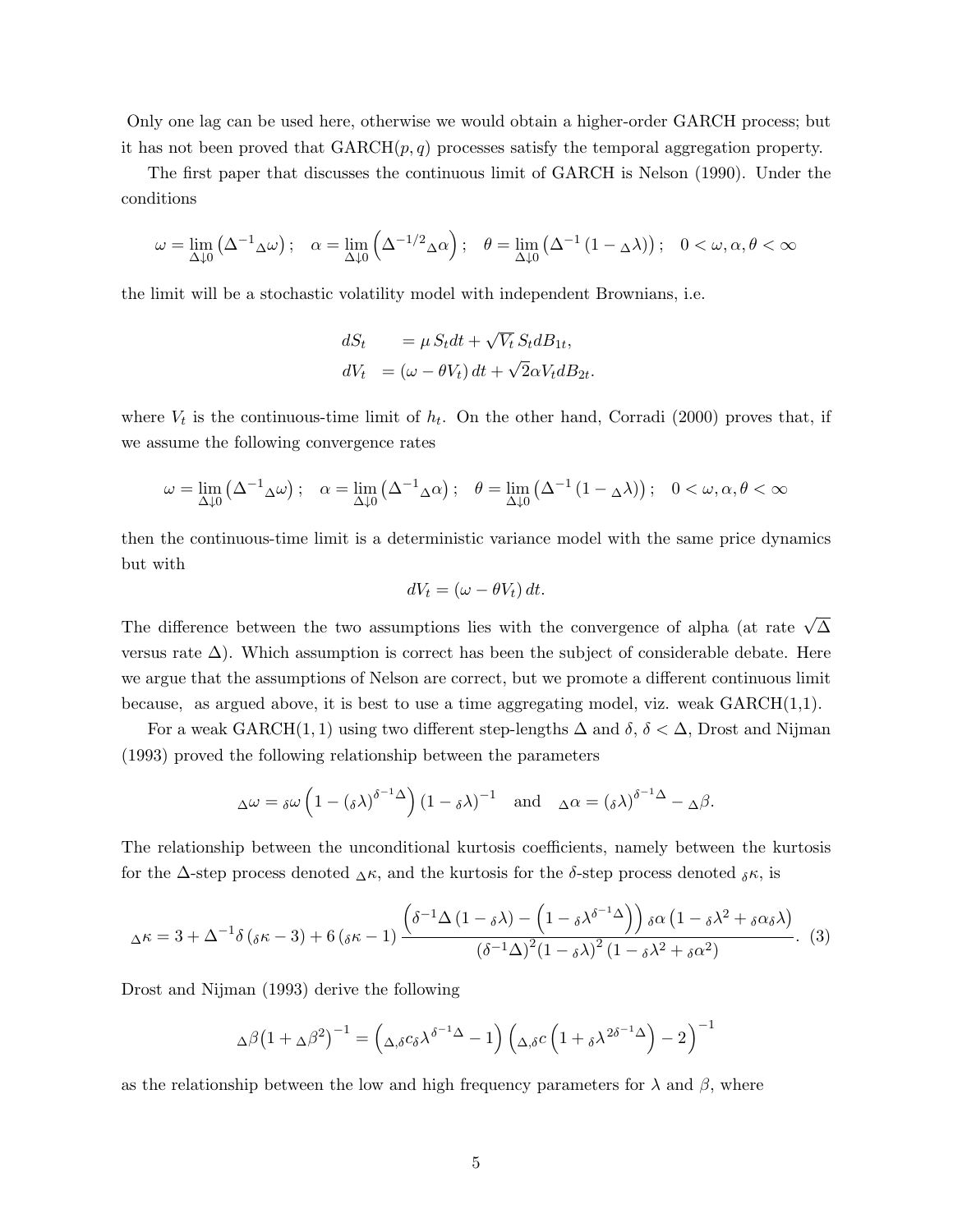Only one lag can be used here, otherwise we would obtain a higher-order GARCH process; but it has not been proved that GARCH$(p,q)$ processes satisfy the temporal aggregation property.

The first paper that discusses the continuous limit of GARCH is Nelson (1990). Under the conditions

$$\omega = \lim_{\Delta \downarrow 0} \left( \Delta^{-1} {}_{\Delta}\omega \right); \quad \alpha = \lim_{\Delta \downarrow 0} \left( \Delta^{-1/2} {}_{\Delta}\alpha \right); \quad \theta = \lim_{\Delta \downarrow 0} \left( \Delta^{-1} \left(1 - {}_{\Delta}\lambda\right)\right); \quad 0 < \omega, \alpha, \theta < \infty$$

the limit will be a stochastic volatility model with independent Brownians, i.e.

$$\begin{aligned} dS_t &= \mu \, S_t dt + \sqrt{V_t} \, S_t dB_{1t}, \\ dV_t &= (\omega - \theta V_t) \, dt + \sqrt{2} \alpha V_t dB_{2t}. \end{aligned}$$

where $V_t$ is the continuous-time limit of $h_t$. On the other hand, Corradi (2000) proves that, if we assume the following convergence rates

$$\omega = \lim_{\Delta \downarrow 0} \left( \Delta^{-1} {}_{\Delta}\omega \right); \quad \alpha = \lim_{\Delta \downarrow 0} \left( \Delta^{-1} {}_{\Delta}\alpha \right); \quad \theta = \lim_{\Delta \downarrow 0} \left( \Delta^{-1} \left(1 - {}_{\Delta}\lambda\right)\right); \quad 0 < \omega, \alpha, \theta < \infty$$

then the continuous-time limit is a deterministic variance model with the same price dynamics but with

$$dV_t = (\omega - \theta V_t) \, dt.$$

The difference between the two assumptions lies with the convergence of alpha (at rate $\sqrt{\Delta}$ versus rate $\Delta$). Which assumption is correct has been the subject of considerable debate. Here we argue that the assumptions of Nelson are correct, but we promote a different continuous limit because, as argued above, it is best to use a time aggregating model, viz. weak GARCH(1,1).

For a weak GARCH$(1,1)$ using two different step-lengths $\Delta$ and $\delta$, $\delta < \Delta$, Drost and Nijman (1993) proved the following relationship between the parameters

$$ {}_{\Delta}\omega = {}_{\delta}\omega \left( 1 - \left({}_{\delta}\lambda\right)^{\delta^{-1}\Delta} \right) \left(1 - {}_{\delta}\lambda\right)^{-1} \quad \text{and} \quad {}_{\Delta}\alpha = \left({}_{\delta}\lambda\right)^{\delta^{-1}\Delta} - {}_{\Delta}\beta.$$

The relationship between the unconditional kurtosis coefficients, namely between the kurtosis for the $\Delta$-step process denoted ${}_{\Delta}\kappa$, and the kurtosis for the $\delta$-step process denoted ${}_{\delta}\kappa$, is

$${}_{\Delta}\kappa = 3 + \Delta^{-1}\delta \left({}_{\delta}\kappa - 3\right) + 6 \left({}_{\delta}\kappa - 1\right) \frac{\left( \delta^{-1}\Delta \left(1 - {}_{\delta}\lambda\right) - \left(1 - {}_{\delta}\lambda^{\delta^{-1}\Delta}\right)\right) {}_{\delta}\alpha \left(1 - {}_{\delta}\lambda^2 + {}_{\delta}\alpha {}_{\delta}\lambda\right)}{\left(\delta^{-1}\Delta\right)^2 \left(1 - {}_{\delta}\lambda\right)^2 \left(1 - {}_{\delta}\lambda^2 + {}_{\delta}\alpha^2\right)}. \quad (3)$$

Drost and Nijman (1993) derive the following

$${}_{\Delta}\beta \left(1 + {}_{\Delta}\beta^2\right)^{-1} = \left( {}_{\Delta,\delta}c \, {}_{\delta}\lambda^{\delta^{-1}\Delta} - 1 \right) \left( {}_{\Delta,\delta}c \left(1 + {}_{\delta}\lambda^{2\delta^{-1}\Delta}\right) - 2 \right)^{-1}$$

as the relationship between the low and high frequency parameters for $\lambda$ and $\beta$, where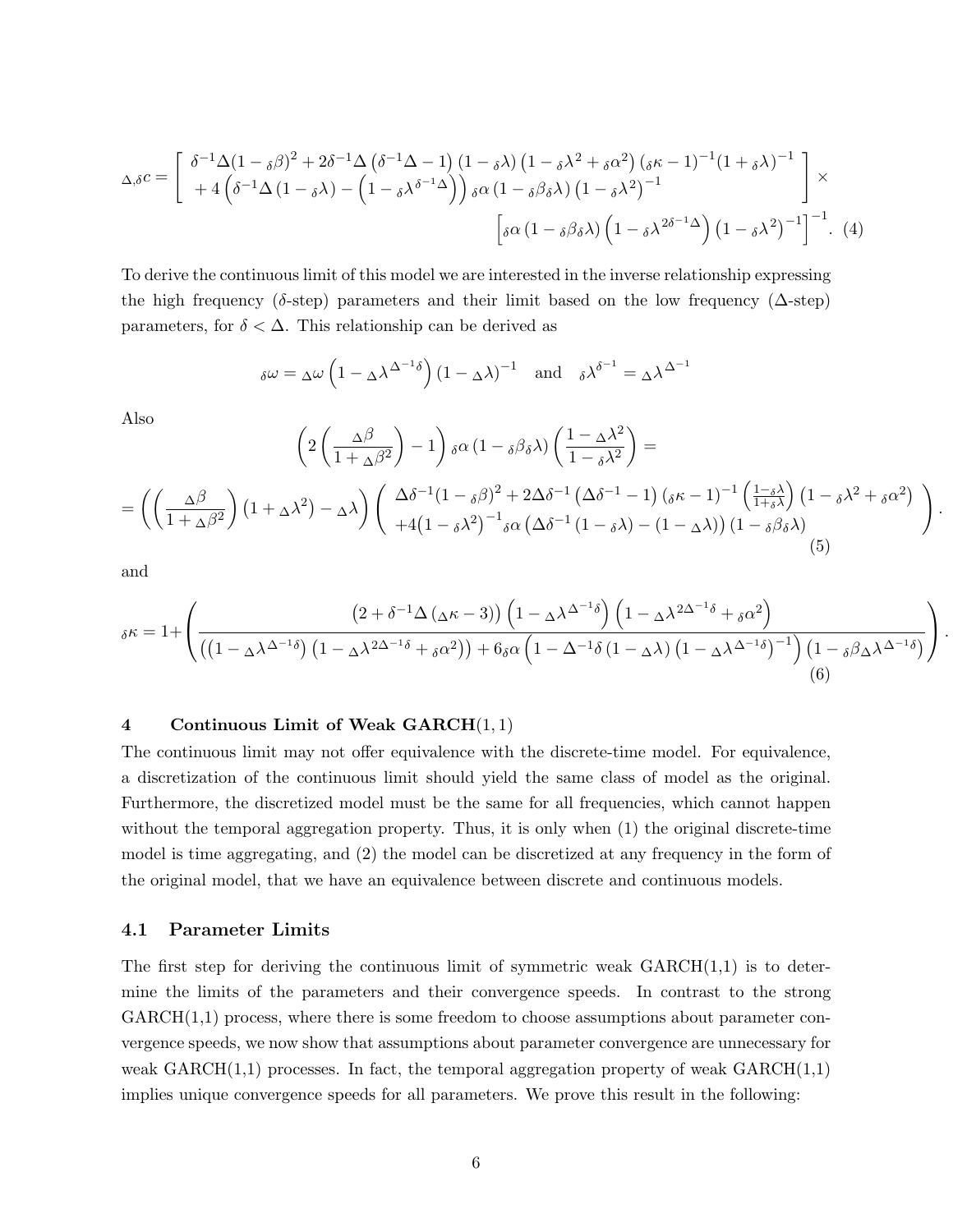$$
{}_{\Delta,\delta}c = \left[ \begin{array}{l} \delta^{-1}\Delta(1-{}_{\delta}\beta)^2 + 2\delta^{-1}\Delta\left(\delta^{-1}\Delta - 1\right)(1-{}_{\delta}\lambda)\left(1-{}_{\delta}\lambda^2 + {}_{\delta}\alpha^2\right)({}_{\delta}\kappa - 1)^{-1}(1+{}_{\delta}\lambda)^{-1} \\ +4\left(\delta^{-1}\Delta\left(1-{}_{\delta}\lambda\right) - \left(1-{}_{\delta}\lambda^{\delta^{-1}\Delta}\right)\right){}_{\delta}\alpha\left(1-{}_{\delta}\beta_{\delta}\lambda\right)\left(1-{}_{\delta}\lambda^2\right)^{-1} \end{array} \right] \times
$$

$$
\left[{}_{\delta}\alpha\left(1-{}_{\delta}\beta_{\delta}\lambda\right)\left(1-{}_{\delta}\lambda^{2\delta^{-1}\Delta}\right)\left(1-{}_{\delta}\lambda^2\right)^{-1}\right]^{-1}. \quad (4)
$$

To derive the continuous limit of this model we are interested in the inverse relationship expressing the high frequency ($\delta$-step) parameters and their limit based on the low frequency ($\Delta$-step) parameters, for $\delta < \Delta$. This relationship can be derived as

$$
{}_{\delta}\omega = {}_{\Delta}\omega\left(1-{}_{\Delta}\lambda^{\Delta^{-1}\delta}\right)\left(1-{}_{\Delta}\lambda\right)^{-1} \quad \text{and} \quad {}_{\delta}\lambda^{\delta^{-1}} = {}_{\Delta}\lambda^{\Delta^{-1}}
$$

Also

$$
\left(2\left(\frac{{}_{\Delta}\beta}{1+{}_{\Delta}\beta^2}\right)-1\right){}_{\delta}\alpha\left(1-{}_{\delta}\beta_{\delta}\lambda\right)\left(\frac{1-{}_{\Delta}\lambda^2}{1-{}_{\delta}\lambda^2}\right) =
$$

$$
= \left(\left(\frac{{}_{\Delta}\beta}{1+{}_{\Delta}\beta^2}\right)\left(1+{}_{\Delta}\lambda^2\right)-{}_{\Delta}\lambda\right)\left( \begin{array}{l} \Delta\delta^{-1}(1-{}_{\delta}\beta)^2 + 2\Delta\delta^{-1}\left(\Delta\delta^{-1}-1\right)({}_{\delta}\kappa-1)^{-1}\left(\frac{1-{}_{\delta}\lambda}{1+{}_{\delta}\lambda}\right)\left(1-{}_{\delta}\lambda^2+{}_{\delta}\alpha^2\right) \\ +4\left(1-{}_{\delta}\lambda^2\right)^{-1}{}_{\delta}\alpha\left(\Delta\delta^{-1}\left(1-{}_{\delta}\lambda\right)-\left(1-{}_{\Delta}\lambda\right)\right)\left(1-{}_{\delta}\beta_{\delta}\lambda\right) \end{array}\right). \quad (5)
$$

and

$$
{}_{\delta}\kappa = 1+\left(\frac{\left(2+\delta^{-1}\Delta\left({}_{\Delta}\kappa-3\right)\right)\left(1-{}_{\Delta}\lambda^{\Delta^{-1}\delta}\right)\left(1-{}_{\Delta}\lambda^{2\Delta^{-1}\delta}+{}_{\delta}\alpha^2\right)}{\left(\left(1-{}_{\Delta}\lambda^{\Delta^{-1}\delta}\right)\left(1-{}_{\Delta}\lambda^{2\Delta^{-1}\delta}+{}_{\delta}\alpha^2\right)\right)+6{}_{\delta}\alpha\left(1-\Delta^{-1}\delta\left(1-{}_{\Delta}\lambda\right)\left(1-{}_{\Delta}\lambda^{\Delta^{-1}\delta}\right)^{-1}\right)\left(1-{}_{\delta}\beta_{\Delta}\lambda^{\Delta^{-1}\delta}\right)}\right). \quad (6)
$$

## 4 Continuous Limit of Weak GARCH$(1,1)$

The continuous limit may not offer equivalence with the discrete-time model. For equivalence, a discretization of the continuous limit should yield the same class of model as the original. Furthermore, the discretized model must be the same for all frequencies, which cannot happen without the temporal aggregation property. Thus, it is only when (1) the original discrete-time model is time aggregating, and (2) the model can be discretized at any frequency in the form of the original model, that we have an equivalence between discrete and continuous models.

### 4.1 Parameter Limits

The first step for deriving the continuous limit of symmetric weak GARCH(1,1) is to determine the limits of the parameters and their convergence speeds. In contrast to the strong GARCH(1,1) process, where there is some freedom to choose assumptions about parameter convergence speeds, we now show that assumptions about parameter convergence are unnecessary for weak GARCH(1,1) processes. In fact, the temporal aggregation property of weak GARCH(1,1) implies unique convergence speeds for all parameters. We prove this result in the following: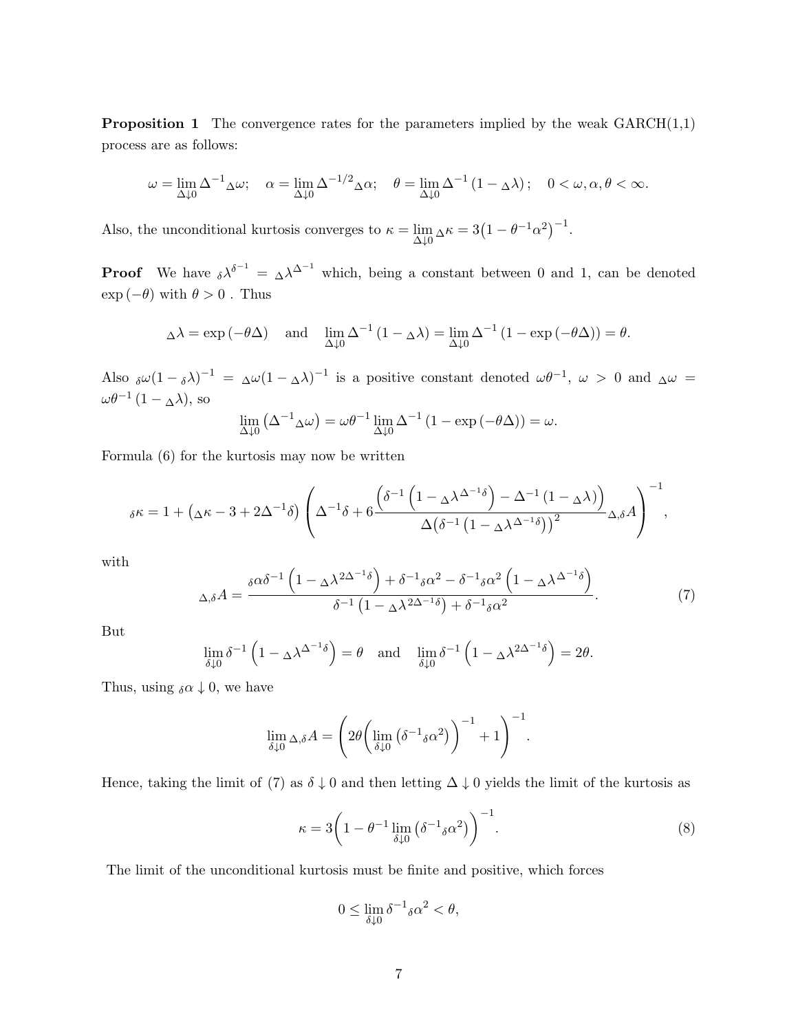**Proposition 1** The convergence rates for the parameters implied by the weak GARCH(1,1) process are as follows:

$$\omega = \lim_{\Delta \downarrow 0} \Delta^{-1}{}_{\Delta}\omega; \quad \alpha = \lim_{\Delta \downarrow 0} \Delta^{-1/2}{}_{\Delta}\alpha; \quad \theta = \lim_{\Delta \downarrow 0} \Delta^{-1}\left(1 - {}_{\Delta}\lambda\right); \quad 0 < \omega, \alpha, \theta < \infty.$$

Also, the unconditional kurtosis converges to $\kappa = \lim_{\Delta \downarrow 0} {}_{\Delta}\kappa = 3\big(1 - \theta^{-1}\alpha^2\big)^{-1}$.

**Proof** We have ${}_{\delta}\lambda^{\delta^{-1}} = {}_{\Delta}\lambda^{\Delta^{-1}}$ which, being a constant between 0 and 1, can be denoted $\exp(-\theta)$ with $\theta > 0$ . Thus

$${}_{\Delta}\lambda = \exp(-\theta\Delta) \quad \text{and} \quad \lim_{\Delta \downarrow 0} \Delta^{-1}\left(1 - {}_{\Delta}\lambda\right) = \lim_{\Delta \downarrow 0} \Delta^{-1}\left(1 - \exp(-\theta\Delta)\right) = \theta.$$

Also ${}_{\delta}\omega(1 - {}_{\delta}\lambda)^{-1} = {}_{\Delta}\omega(1 - {}_{\Delta}\lambda)^{-1}$ is a positive constant denoted $\omega\theta^{-1}$, $\omega > 0$ and ${}_{\Delta}\omega = \omega\theta^{-1}\left(1 - {}_{\Delta}\lambda\right)$, so

$$\lim_{\Delta \downarrow 0}\left(\Delta^{-1}{}_{\Delta}\omega\right) = \omega\theta^{-1}\lim_{\Delta \downarrow 0}\Delta^{-1}\left(1 - \exp(-\theta\Delta)\right) = \omega.$$

Formula (6) for the kurtosis may now be written

$${}_{\delta}\kappa = 1 + \left({}_{\Delta}\kappa - 3 + 2\Delta^{-1}\delta\right)\left(\Delta^{-1}\delta + 6\frac{\left(\delta^{-1}\left(1 - {}_{\Delta}\lambda^{\Delta^{-1}\delta}\right) - \Delta^{-1}\left(1 - {}_{\Delta}\lambda\right)\right)}{\Delta\left(\delta^{-1}\left(1 - {}_{\Delta}\lambda^{\Delta^{-1}\delta}\right)\right)^2}{}_{\Delta,\delta}A\right)^{-1},$$

with

$${}_{\Delta,\delta}A = \frac{{}_{\delta}\alpha\delta^{-1}\left(1 - {}_{\Delta}\lambda^{2\Delta^{-1}\delta}\right) + \delta^{-1}{}_{\delta}\alpha^2 - \delta^{-1}{}_{\delta}\alpha^2\left(1 - {}_{\Delta}\lambda^{\Delta^{-1}\delta}\right)}{\delta^{-1}\left(1 - {}_{\Delta}\lambda^{2\Delta^{-1}\delta}\right) + \delta^{-1}{}_{\delta}\alpha^2}. \tag{7}$$

But

$$\lim_{\delta \downarrow 0}\delta^{-1}\left(1 - {}_{\Delta}\lambda^{\Delta^{-1}\delta}\right) = \theta \quad \text{and} \quad \lim_{\delta \downarrow 0}\delta^{-1}\left(1 - {}_{\Delta}\lambda^{2\Delta^{-1}\delta}\right) = 2\theta.$$

Thus, using ${}_{\delta}\alpha \downarrow 0$, we have

$$\lim_{\delta \downarrow 0}{}_{\Delta,\delta}A = \left(2\theta\left(\lim_{\delta \downarrow 0}\left(\delta^{-1}{}_{\delta}\alpha^2\right)\right)^{-1} + 1\right)^{-1}.$$

Hence, taking the limit of (7) as $\delta \downarrow 0$ and then letting $\Delta \downarrow 0$ yields the limit of the kurtosis as

$$\kappa = 3\left(1 - \theta^{-1}\lim_{\delta \downarrow 0}\left(\delta^{-1}{}_{\delta}\alpha^2\right)\right)^{-1}. \tag{8}$$

The limit of the unconditional kurtosis must be finite and positive, which forces

$$0 \le \lim_{\delta \downarrow 0}\delta^{-1}{}_{\delta}\alpha^2 < \theta,$$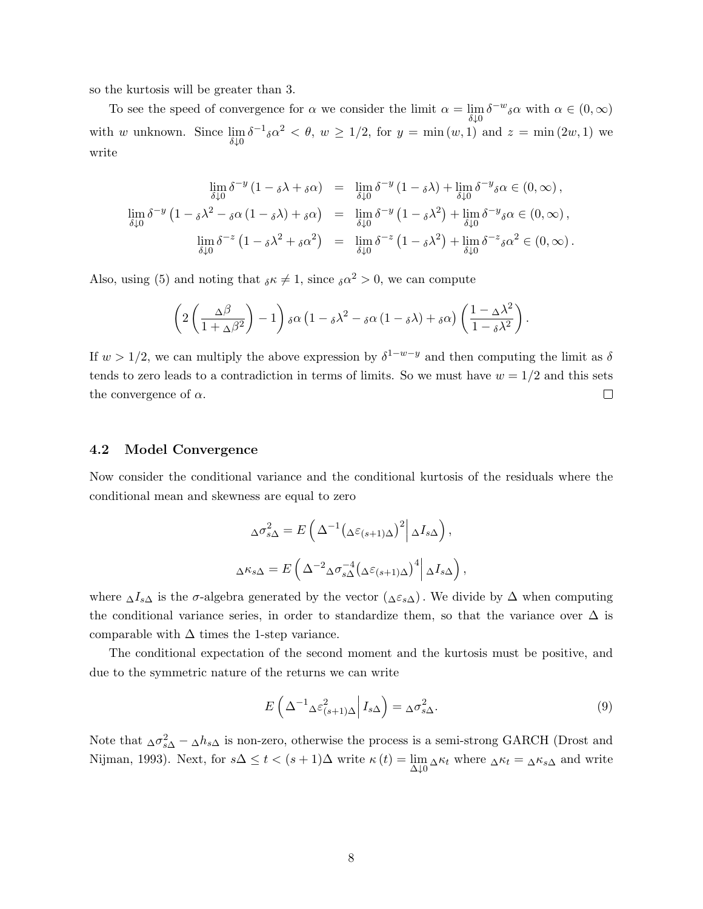so the kurtosis will be greater than 3.

To see the speed of convergence for $\alpha$ we consider the limit $\alpha = \lim_{\delta \downarrow 0} \delta^{-w}{}_{\delta}\alpha$ with $\alpha \in (0, \infty)$ with $w$ unknown. Since $\lim_{\delta \downarrow 0} \delta^{-1}{}_{\delta}\alpha^2 < \theta$, $w \geq 1/2$, for $y = \min(w, 1)$ and $z = \min(2w, 1)$ we write

$$
\begin{aligned}
\lim_{\delta \downarrow 0} \delta^{-y}\left(1 - {}_{\delta}\lambda + {}_{\delta}\alpha\right) &= \lim_{\delta \downarrow 0} \delta^{-y}\left(1 - {}_{\delta}\lambda\right) + \lim_{\delta \downarrow 0} \delta^{-y}{}_{\delta}\alpha \in (0, \infty), \\
\lim_{\delta \downarrow 0} \delta^{-y}\left(1 - {}_{\delta}\lambda^2 - {}_{\delta}\alpha\left(1 - {}_{\delta}\lambda\right) + {}_{\delta}\alpha\right) &= \lim_{\delta \downarrow 0} \delta^{-y}\left(1 - {}_{\delta}\lambda^2\right) + \lim_{\delta \downarrow 0} \delta^{-y}{}_{\delta}\alpha \in (0, \infty), \\
\lim_{\delta \downarrow 0} \delta^{-z}\left(1 - {}_{\delta}\lambda^2 + {}_{\delta}\alpha^2\right) &= \lim_{\delta \downarrow 0} \delta^{-z}\left(1 - {}_{\delta}\lambda^2\right) + \lim_{\delta \downarrow 0} \delta^{-z}{}_{\delta}\alpha^2 \in (0, \infty).
\end{aligned}
$$

Also, using (5) and noting that ${}_{\delta}\kappa \neq 1$, since ${}_{\delta}\alpha^2 > 0$, we can compute

$$
\left(2\left(\frac{{}_{\Delta}\beta}{1 + {}_{\Delta}\beta^2}\right) - 1\right){}_{\delta}\alpha\left(1 - {}_{\delta}\lambda^2 - {}_{\delta}\alpha\left(1 - {}_{\delta}\lambda\right) + {}_{\delta}\alpha\right)\left(\frac{1 - {}_{\Delta}\lambda^2}{1 - {}_{\delta}\lambda^2}\right).
$$

If $w > 1/2$, we can multiply the above expression by $\delta^{1-w-y}$ and then computing the limit as $\delta$ tends to zero leads to a contradiction in terms of limits. So we must have $w = 1/2$ and this sets the convergence of $\alpha$. □

### 4.2 Model Convergence

Now consider the conditional variance and the conditional kurtosis of the residuals where the conditional mean and skewness are equal to zero

$$
{}_{\Delta}\sigma_{s\Delta}^2 = E\left(\Delta^{-1}\left({}_{\Delta}\varepsilon_{(s+1)\Delta}\right)^2 \Big| {}_{\Delta}I_{s\Delta}\right),
$$

$$
{}_{\Delta}\kappa_{s\Delta} = E\left(\Delta^{-2}{}_{\Delta}\sigma_{s\Delta}^{-4}\left({}_{\Delta}\varepsilon_{(s+1)\Delta}\right)^4 \Big| {}_{\Delta}I_{s\Delta}\right),
$$

where ${}_{\Delta}I_{s\Delta}$ is the $\sigma$-algebra generated by the vector $\left({}_{\Delta}\varepsilon_{s\Delta}\right)$. We divide by $\Delta$ when computing the conditional variance series, in order to standardize them, so that the variance over $\Delta$ is comparable with $\Delta$ times the 1-step variance.

The conditional expectation of the second moment and the kurtosis must be positive, and due to the symmetric nature of the returns we can write

$$
E\left(\Delta^{-1}{}_{\Delta}\varepsilon_{(s+1)\Delta}^2 \Big| I_{s\Delta}\right) = {}_{\Delta}\sigma_{s\Delta}^2. \tag{9}
$$

Note that ${}_{\Delta}\sigma_{s\Delta}^2 - {}_{\Delta}h_{s\Delta}$ is non-zero, otherwise the process is a semi-strong GARCH (Drost and Nijman, 1993). Next, for $s\Delta \leq t < (s+1)\Delta$ write $\kappa(t) = \lim_{\Delta \downarrow 0} {}_{\Delta}\kappa_t$ where ${}_{\Delta}\kappa_t = {}_{\Delta}\kappa_{s\Delta}$ and write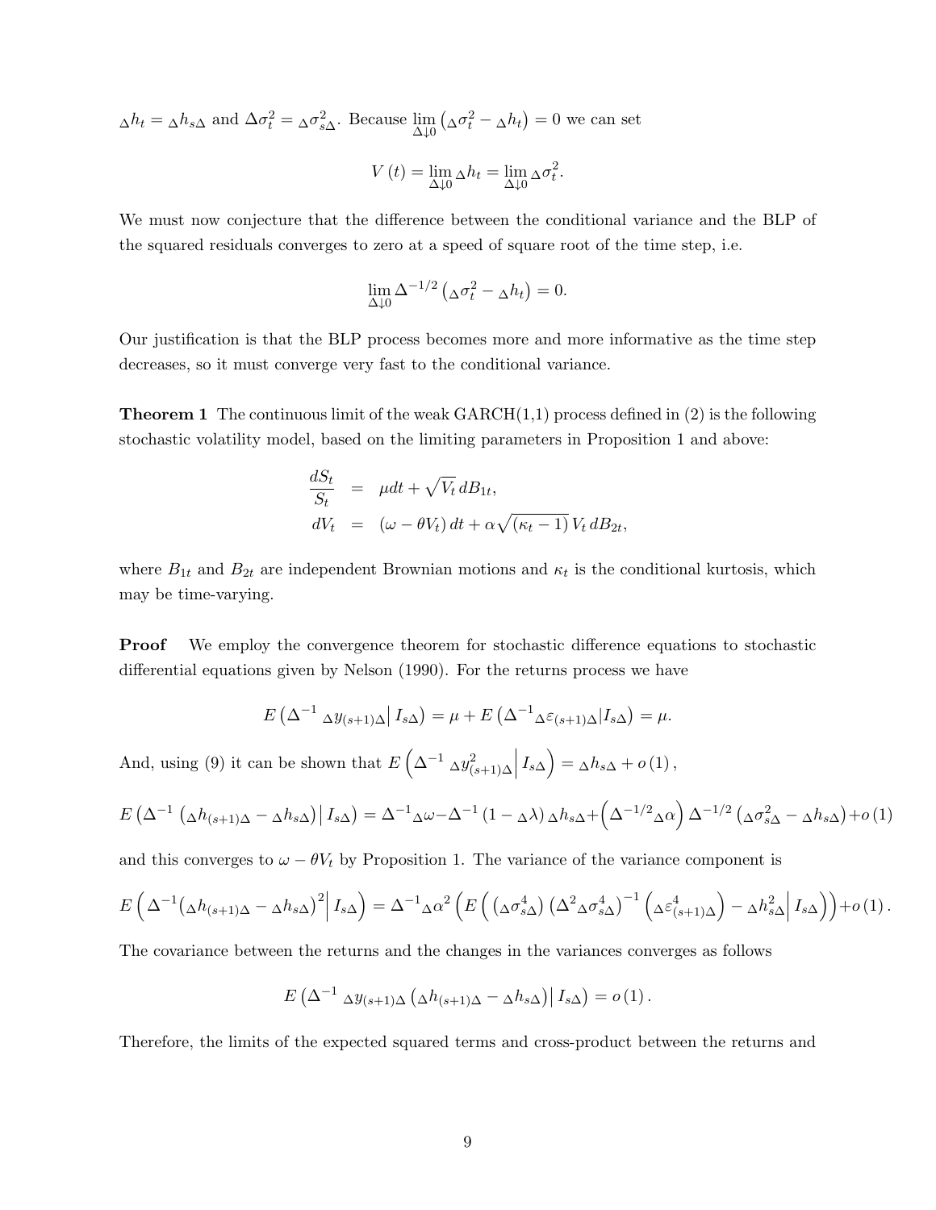${}_{\Delta}h_t = {}_{\Delta}h_{s\Delta}$ and $\Delta\sigma_t^2 = {}_{\Delta}\sigma_{s\Delta}^2$. Because $\lim_{\Delta\downarrow 0}\left({}_{\Delta}\sigma_t^2 - {}_{\Delta}h_t\right) = 0$ we can set

$$V(t) = \lim_{\Delta\downarrow 0} {}_{\Delta}h_t = \lim_{\Delta\downarrow 0} {}_{\Delta}\sigma_t^2.$$

We must now conjecture that the difference between the conditional variance and the BLP of the squared residuals converges to zero at a speed of square root of the time step, i.e.

$$\lim_{\Delta\downarrow 0} \Delta^{-1/2}\left({}_{\Delta}\sigma_t^2 - {}_{\Delta}h_t\right) = 0.$$

Our justification is that the BLP process becomes more and more informative as the time step decreases, so it must converge very fast to the conditional variance.

**Theorem 1** The continuous limit of the weak GARCH(1,1) process defined in (2) is the following stochastic volatility model, based on the limiting parameters in Proposition 1 and above:

$$\begin{aligned}
\frac{dS_t}{S_t} &= \mu dt + \sqrt{V_t}\, dB_{1t}, \\
dV_t &= (\omega - \theta V_t)\, dt + \alpha\sqrt{(\kappa_t - 1)}\, V_t\, dB_{2t},
\end{aligned}$$

where $B_{1t}$ and $B_{2t}$ are independent Brownian motions and $\kappa_t$ is the conditional kurtosis, which may be time-varying.

**Proof** We employ the convergence theorem for stochastic difference equations to stochastic differential equations given by Nelson (1990). For the returns process we have

$$E\left(\Delta^{-1}\, {}_{\Delta}y_{(s+1)\Delta}\middle|\, I_{s\Delta}\right) = \mu + E\left(\Delta^{-1}{}_{\Delta}\varepsilon_{(s+1)\Delta}|I_{s\Delta}\right) = \mu.$$

And, using (9) it can be shown that $E\left(\Delta^{-1}\, {}_{\Delta}y_{(s+1)\Delta}^2\middle|\, I_{s\Delta}\right) = {}_{\Delta}h_{s\Delta} + o(1)$,

$$E\left(\Delta^{-1}\left({}_{\Delta}h_{(s+1)\Delta} - {}_{\Delta}h_{s\Delta}\right)\middle|\, I_{s\Delta}\right) = \Delta^{-1}{}_{\Delta}\omega - \Delta^{-1}\left(1 - {}_{\Delta}\lambda\right){}_{\Delta}h_{s\Delta} + \left(\Delta^{-1/2}{}_{\Delta}\alpha\right)\Delta^{-1/2}\left({}_{\Delta}\sigma_{s\Delta}^2 - {}_{\Delta}h_{s\Delta}\right) + o(1)$$

and this converges to $\omega - \theta V_t$ by Proposition 1. The variance of the variance component is

$$E\left(\Delta^{-1}\left({}_{\Delta}h_{(s+1)\Delta} - {}_{\Delta}h_{s\Delta}\right)^2\middle|\, I_{s\Delta}\right) = \Delta^{-1}{}_{\Delta}\alpha^2\left(E\left(\left({}_{\Delta}\sigma_{s\Delta}^4\right)\left(\Delta^2{}_{\Delta}\sigma_{s\Delta}^4\right)^{-1}\left({}_{\Delta}\varepsilon_{(s+1)\Delta}^4\right) - {}_{\Delta}h_{s\Delta}^2\middle|\, I_{s\Delta}\right)\right) + o(1).$$

The covariance between the returns and the changes in the variances converges as follows

$$E\left(\Delta^{-1}\, {}_{\Delta}y_{(s+1)\Delta}\left({}_{\Delta}h_{(s+1)\Delta} - {}_{\Delta}h_{s\Delta}\right)\middle|\, I_{s\Delta}\right) = o(1).$$

Therefore, the limits of the expected squared terms and cross-product between the returns and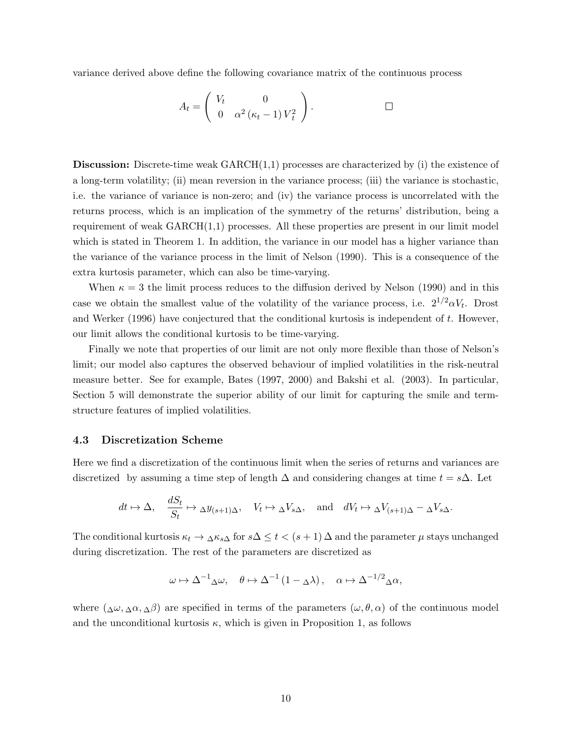variance derived above define the following covariance matrix of the continuous process

$$A_t = \begin{pmatrix} V_t & 0 \\ 0 & \alpha^2 (\kappa_t - 1) V_t^2 \end{pmatrix}. \qquad \square$$

**Discussion:** Discrete-time weak GARCH(1,1) processes are characterized by (i) the existence of a long-term volatility; (ii) mean reversion in the variance process; (iii) the variance is stochastic, i.e. the variance of variance is non-zero; and (iv) the variance process is uncorrelated with the returns process, which is an implication of the symmetry of the returns' distribution, being a requirement of weak GARCH(1,1) processes. All these properties are present in our limit model which is stated in Theorem 1. In addition, the variance in our model has a higher variance than the variance of the variance process in the limit of Nelson (1990). This is a consequence of the extra kurtosis parameter, which can also be time-varying.

When $\kappa = 3$ the limit process reduces to the diffusion derived by Nelson (1990) and in this case we obtain the smallest value of the volatility of the variance process, i.e. $2^{1/2}\alpha V_t$. Drost and Werker (1996) have conjectured that the conditional kurtosis is independent of $t$. However, our limit allows the conditional kurtosis to be time-varying.

Finally we note that properties of our limit are not only more flexible than those of Nelson's limit; our model also captures the observed behaviour of implied volatilities in the risk-neutral measure better. See for example, Bates (1997, 2000) and Bakshi et al. (2003). In particular, Section 5 will demonstrate the superior ability of our limit for capturing the smile and term-structure features of implied volatilities.

### 4.3 Discretization Scheme

Here we find a discretization of the continuous limit when the series of returns and variances are discretized by assuming a time step of length $\Delta$ and considering changes at time $t = s\Delta$. Let

$$dt \mapsto \Delta, \quad \frac{dS_t}{S_t} \mapsto {}_\Delta y_{(s+1)\Delta}, \quad V_t \mapsto {}_\Delta V_{s\Delta}, \quad \text{and} \quad dV_t \mapsto {}_\Delta V_{(s+1)\Delta} - {}_\Delta V_{s\Delta}.$$

The conditional kurtosis $\kappa_t \to {}_\Delta\kappa_{s\Delta}$ for $s\Delta \le t < (s+1)\Delta$ and the parameter $\mu$ stays unchanged during discretization. The rest of the parameters are discretized as

$$\omega \mapsto \Delta^{-1}{}_\Delta\omega, \quad \theta \mapsto \Delta^{-1}(1 - {}_\Delta\lambda), \quad \alpha \mapsto \Delta^{-1/2}{}_\Delta\alpha,$$

where $({}_\Delta\omega, {}_\Delta\alpha, {}_\Delta\beta)$ are specified in terms of the parameters $(\omega, \theta, \alpha)$ of the continuous model and the unconditional kurtosis $\kappa$, which is given in Proposition 1, as follows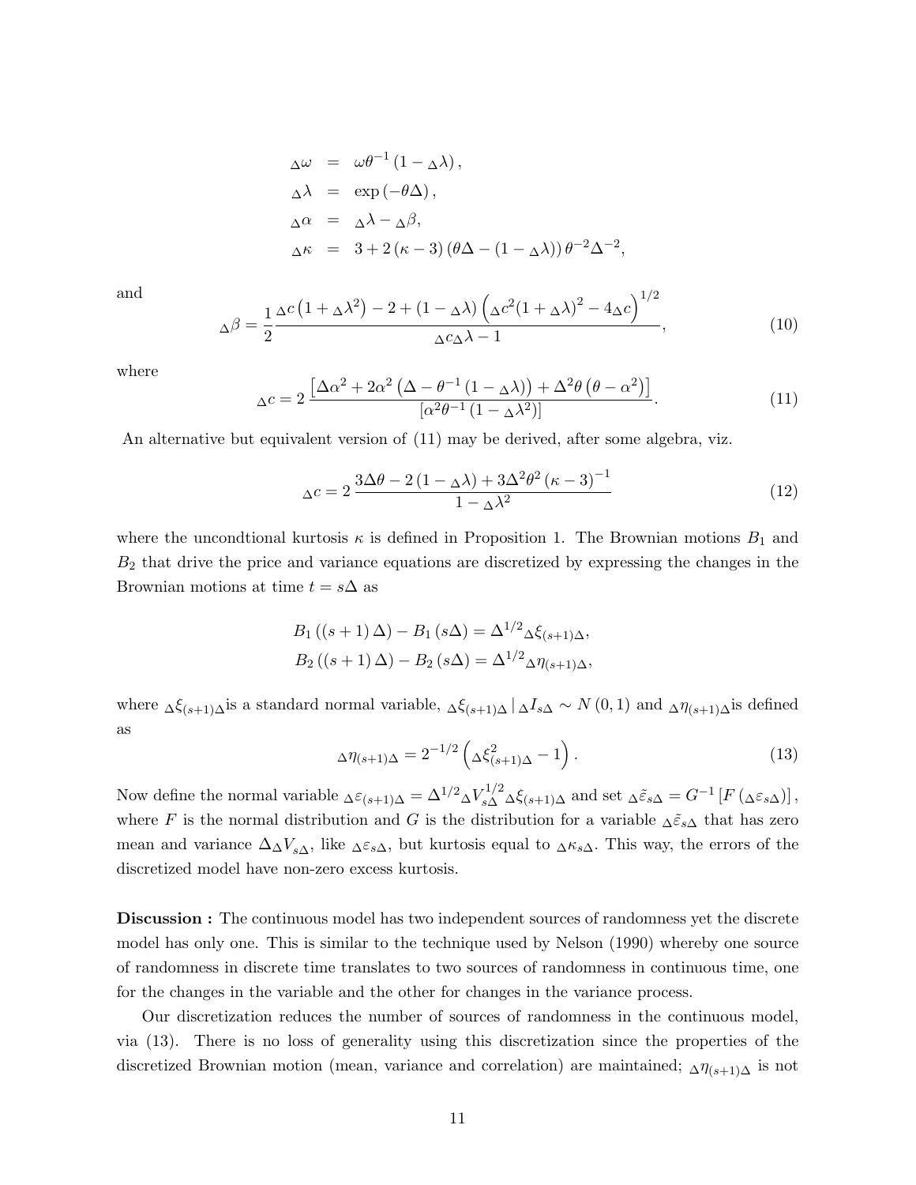$$
\begin{aligned}
{}_\Delta\omega &= \omega\theta^{-1}\left(1 - {}_\Delta\lambda\right), \\
{}_\Delta\lambda &= \exp\left(-\theta\Delta\right), \\
{}_\Delta\alpha &= {}_\Delta\lambda - {}_\Delta\beta, \\
{}_\Delta\kappa &= 3 + 2\left(\kappa - 3\right)\left(\theta\Delta - \left(1 - {}_\Delta\lambda\right)\right)\theta^{-2}\Delta^{-2},
\end{aligned}
$$

and

$$
{}_\Delta\beta = \frac{1}{2}\frac{{}_\Delta c\left(1 + {}_\Delta\lambda^2\right) - 2 + \left(1 - {}_\Delta\lambda\right)\left({}_\Delta c^2 (1 + {}_\Delta\lambda)^2 - 4{}_\Delta c\right)^{1/2}}{{}_\Delta c {}_\Delta\lambda - 1}, \tag{10}
$$

where

$$
{}_\Delta c = 2\,\frac{\left[\Delta\alpha^2 + 2\alpha^2\left(\Delta - \theta^{-1}\left(1 - {}_\Delta\lambda\right)\right) + \Delta^2\theta\left(\theta - \alpha^2\right)\right]}{\left[\alpha^2\theta^{-1}\left(1 - {}_\Delta\lambda^2\right)\right]}. \tag{11}
$$

An alternative but equivalent version of (11) may be derived, after some algebra, viz.

$$
{}_\Delta c = 2\,\frac{3\Delta\theta - 2\left(1 - {}_\Delta\lambda\right) + 3\Delta^2\theta^2\left(\kappa - 3\right)^{-1}}{1 - {}_\Delta\lambda^2} \tag{12}
$$

where the uncondtional kurtosis $\kappa$ is defined in Proposition 1. The Brownian motions $B_1$ and $B_2$ that drive the price and variance equations are discretized by expressing the changes in the Brownian motions at time $t = s\Delta$ as

$$
\begin{aligned}
B_1\left((s+1)\Delta\right) - B_1\left(s\Delta\right) &= \Delta^{1/2}{}_\Delta\xi_{(s+1)\Delta}, \\
B_2\left((s+1)\Delta\right) - B_2\left(s\Delta\right) &= \Delta^{1/2}{}_\Delta\eta_{(s+1)\Delta},
\end{aligned}
$$

where ${}_\Delta\xi_{(s+1)\Delta}$is a standard normal variable, ${}_\Delta\xi_{(s+1)\Delta}\,|\,{}_\Delta I_{s\Delta} \sim N\left(0,1\right)$ and ${}_\Delta\eta_{(s+1)\Delta}$is defined as

$$
{}_\Delta\eta_{(s+1)\Delta} = 2^{-1/2}\left({}_\Delta\xi^2_{(s+1)\Delta} - 1\right). \tag{13}
$$

Now define the normal variable ${}_\Delta\varepsilon_{(s+1)\Delta} = \Delta^{1/2}{}_\Delta V^{1/2}_{s\Delta}{}_\Delta\xi_{(s+1)\Delta}$ and set ${}_\Delta\tilde{\varepsilon}_{s\Delta} = G^{-1}\left[F\left({}_\Delta\varepsilon_{s\Delta}\right)\right]$, where $F$ is the normal distribution and $G$ is the distribution for a variable ${}_\Delta\tilde{\varepsilon}_{s\Delta}$ that has zero mean and variance $\Delta_\Delta V_{s\Delta}$, like ${}_\Delta\varepsilon_{s\Delta}$, but kurtosis equal to ${}_\Delta\kappa_{s\Delta}$. This way, the errors of the discretized model have non-zero excess kurtosis.

**Discussion :** The continuous model has two independent sources of randomness yet the discrete model has only one. This is similar to the technique used by Nelson (1990) whereby one source of randomness in discrete time translates to two sources of randomness in continuous time, one for the changes in the variable and the other for changes in the variance process.

Our discretization reduces the number of sources of randomness in the continuous model, via (13). There is no loss of generality using this discretization since the properties of the discretized Brownian motion (mean, variance and correlation) are maintained; ${}_\Delta\eta_{(s+1)\Delta}$ is not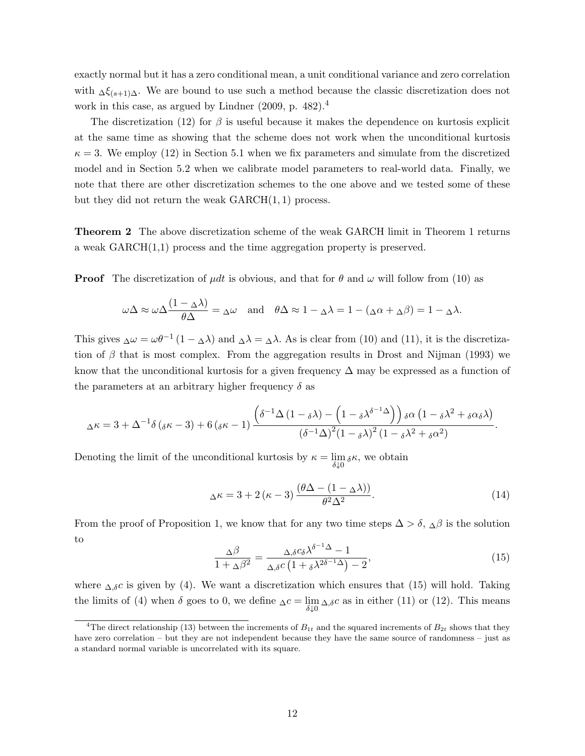exactly normal but it has a zero conditional mean, a unit conditional variance and zero correlation with ${}_\Delta\xi_{(s+1)\Delta}$. We are bound to use such a method because the classic discretization does not work in this case, as argued by Lindner (2009, p. 482).[4]

The discretization (12) for $\beta$ is useful because it makes the dependence on kurtosis explicit at the same time as showing that the scheme does not work when the unconditional kurtosis $\kappa = 3$. We employ (12) in Section 5.1 when we fix parameters and simulate from the discretized model and in Section 5.2 when we calibrate model parameters to real-world data. Finally, we note that there are other discretization schemes to the one above and we tested some of these but they did not return the weak GARCH(1, 1) process.

**Theorem 2** The above discretization scheme of the weak GARCH limit in Theorem 1 returns a weak GARCH(1,1) process and the time aggregation property is preserved.

**Proof** The discretization of $\mu dt$ is obvious, and that for $\theta$ and $\omega$ will follow from (10) as

$$\omega\Delta \approx \omega\Delta\frac{(1-{}_\Delta\lambda)}{\theta\Delta} = {}_\Delta\omega \quad \text{and} \quad \theta\Delta \approx 1 - {}_\Delta\lambda = 1 - ({}_\Delta\alpha + {}_\Delta\beta) = 1 - {}_\Delta\lambda.$$

This gives ${}_\Delta\omega = \omega\theta^{-1}(1 - {}_\Delta\lambda)$ and ${}_\Delta\lambda = {}_\Delta\lambda$. As is clear from (10) and (11), it is the discretization of $\beta$ that is most complex. From the aggregation results in Drost and Nijman (1993) we know that the unconditional kurtosis for a given frequency $\Delta$ may be expressed as a function of the parameters at an arbitrary higher frequency $\delta$ as

$${}_\Delta\kappa = 3 + \Delta^{-1}\delta\left({}_\delta\kappa - 3\right) + 6\left({}_\delta\kappa - 1\right)\frac{\left(\delta^{-1}\Delta\left(1 - {}_\delta\lambda\right) - \left(1 - {}_\delta\lambda^{\delta^{-1}\Delta}\right)\right){}_\delta\alpha\left(1 - {}_\delta\lambda^2 + {}_\delta\alpha_\delta\lambda\right)}{\left(\delta^{-1}\Delta\right)^2\left(1 - {}_\delta\lambda\right)^2\left(1 - {}_\delta\lambda^2 + {}_\delta\alpha^2\right)}.$$

Denoting the limit of the unconditional kurtosis by $\kappa = \lim_{\delta\downarrow 0} {}_\delta\kappa$, we obtain

$${}_\Delta\kappa = 3 + 2\left(\kappa - 3\right)\frac{\left(\theta\Delta - \left(1 - {}_\Delta\lambda\right)\right)}{\theta^2\Delta^2}. \tag{14}$$

From the proof of Proposition 1, we know that for any two time steps $\Delta > \delta$, ${}_\Delta\beta$ is the solution to

$$\frac{{}_\Delta\beta}{1 + {}_\Delta\beta^2} = \frac{{}_{\Delta,\delta}c_\delta\lambda^{\delta^{-1}\Delta} - 1}{{}_{\Delta,\delta}c\left(1 + {}_\delta\lambda^{2\delta^{-1}\Delta}\right) - 2}, \tag{15}$$

where ${}_{\Delta,\delta}c$ is given by (4). We want a discretization which ensures that (15) will hold. Taking the limits of (4) when $\delta$ goes to 0, we define ${}_\Delta c = \lim_{\delta\downarrow 0} {}_{\Delta,\delta}c$ as in either (11) or (12). This means

[4] The direct relationship (13) between the increments of $B_{1t}$ and the squared increments of $B_{2t}$ shows that they have zero correlation – but they are not independent because they have the same source of randomness – just as a standard normal variable is uncorrelated with its square.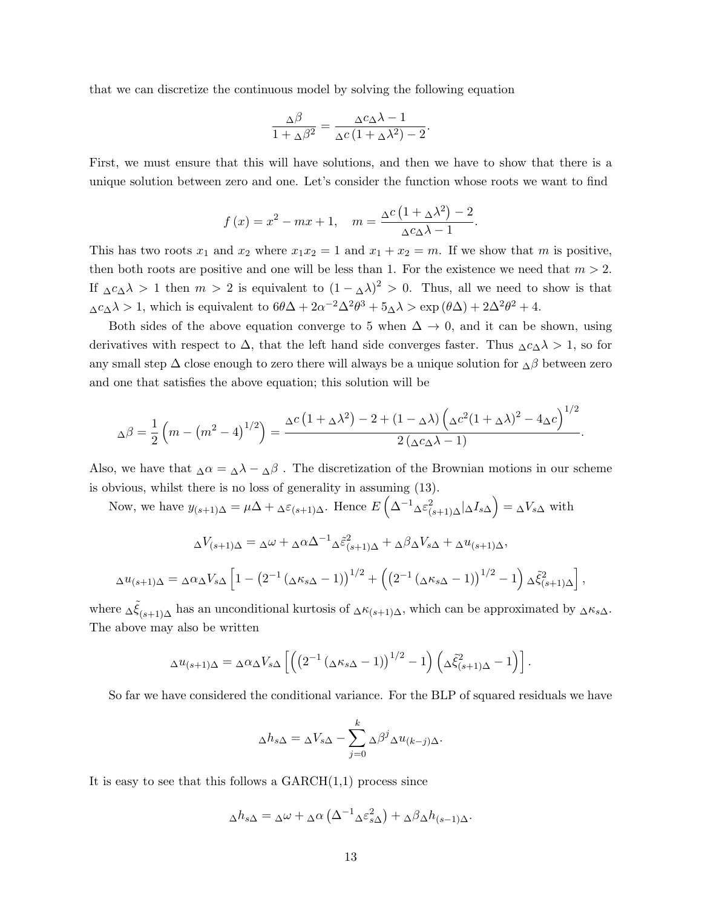that we can discretize the continuous model by solving the following equation

$$\frac{{}_{\Delta}\beta}{1 + {}_{\Delta}\beta^{2}} = \frac{{}_{\Delta}c_{\Delta}\lambda - 1}{{}_{\Delta}c\left(1 + {}_{\Delta}\lambda^{2}\right) - 2}.$$

First, we must ensure that this will have solutions, and then we have to show that there is a unique solution between zero and one. Let's consider the function whose roots we want to find

$$f\left(x\right) = x^{2} - mx + 1, \quad m = \frac{{}_{\Delta}c\left(1 + {}_{\Delta}\lambda^{2}\right) - 2}{{}_{\Delta}c_{\Delta}\lambda - 1}.$$

This has two roots $x_1$ and $x_2$ where $x_1 x_2 = 1$ and $x_1 + x_2 = m$. If we show that $m$ is positive, then both roots are positive and one will be less than 1. For the existence we need that $m > 2$. If ${}_{\Delta}c_{\Delta}\lambda > 1$ then $m > 2$ is equivalent to $\left(1 - {}_{\Delta}\lambda\right)^{2} > 0$. Thus, all we need to show is that ${}_{\Delta}c_{\Delta}\lambda > 1$, which is equivalent to $6\theta\Delta + 2\alpha^{-2}\Delta^{2}\theta^{3} + 5_{\Delta}\lambda > \exp\left(\theta\Delta\right) + 2\Delta^{2}\theta^{2} + 4$.

Both sides of the above equation converge to 5 when $\Delta \to 0$, and it can be shown, using derivatives with respect to $\Delta$, that the left hand side converges faster. Thus ${}_{\Delta}c_{\Delta}\lambda > 1$, so for any small step $\Delta$ close enough to zero there will always be a unique solution for ${}_{\Delta}\beta$ between zero and one that satisfies the above equation; this solution will be

$${}_{\Delta}\beta = \frac{1}{2}\left(m - \left(m^{2} - 4\right)^{1/2}\right) = \frac{{}_{\Delta}c\left(1 + {}_{\Delta}\lambda^{2}\right) - 2 + \left(1 - {}_{\Delta}\lambda\right)\left({}_{\Delta}c^{2}(1 + {}_{\Delta}\lambda)^{2} - 4_{\Delta}c\right)^{1/2}}{2\left({}_{\Delta}c_{\Delta}\lambda - 1\right)}.$$

Also, we have that ${}_{\Delta}\alpha = {}_{\Delta}\lambda - {}_{\Delta}\beta$ . The discretization of the Brownian motions in our scheme is obvious, whilst there is no loss of generality in assuming (13).

Now, we have $y_{(s+1)\Delta} = \mu\Delta + {}_{\Delta}\varepsilon_{(s+1)\Delta}$. Hence $E\left(\Delta^{-1}{}_{\Delta}\varepsilon^{2}_{(s+1)\Delta}|{}_{\Delta}I_{s\Delta}\right) = {}_{\Delta}V_{s\Delta}$ with

$${}_{\Delta}V_{(s+1)\Delta} = {}_{\Delta}\omega + {}_{\Delta}\alpha\Delta^{-1}{}_{\Delta}\tilde{\varepsilon}^{2}_{(s+1)\Delta} + {}_{\Delta}\beta_{\Delta}V_{s\Delta} + {}_{\Delta}u_{(s+1)\Delta},$$

$${}_{\Delta}u_{(s+1)\Delta} = {}_{\Delta}\alpha_{\Delta}V_{s\Delta}\left[1 - \left(2^{-1}\left({}_{\Delta}\kappa_{s\Delta} - 1\right)\right)^{1/2} + \left(\left(2^{-1}\left({}_{\Delta}\kappa_{s\Delta} - 1\right)\right)^{1/2} - 1\right){}_{\Delta}\tilde{\xi}^{2}_{(s+1)\Delta}\right],$$

where ${}_{\Delta}\tilde{\xi}_{(s+1)\Delta}$ has an unconditional kurtosis of ${}_{\Delta}\kappa_{(s+1)\Delta}$, which can be approximated by ${}_{\Delta}\kappa_{s\Delta}$. The above may also be written

$${}_{\Delta}u_{(s+1)\Delta} = {}_{\Delta}\alpha_{\Delta}V_{s\Delta}\left[\left(\left(2^{-1}\left({}_{\Delta}\kappa_{s\Delta} - 1\right)\right)^{1/2} - 1\right)\left({}_{\Delta}\tilde{\xi}^{2}_{(s+1)\Delta} - 1\right)\right].$$

So far we have considered the conditional variance. For the BLP of squared residuals we have

$${}_{\Delta}h_{s\Delta} = {}_{\Delta}V_{s\Delta} - \sum_{j=0}^{k}{}_{\Delta}\beta^{j}{}_{\Delta}u_{(k-j)\Delta}.$$

It is easy to see that this follows a GARCH(1,1) process since

$${}_{\Delta}h_{s\Delta} = {}_{\Delta}\omega + {}_{\Delta}\alpha\left(\Delta^{-1}{}_{\Delta}\varepsilon^{2}_{s\Delta}\right) + {}_{\Delta}\beta_{\Delta}h_{(s-1)\Delta}.$$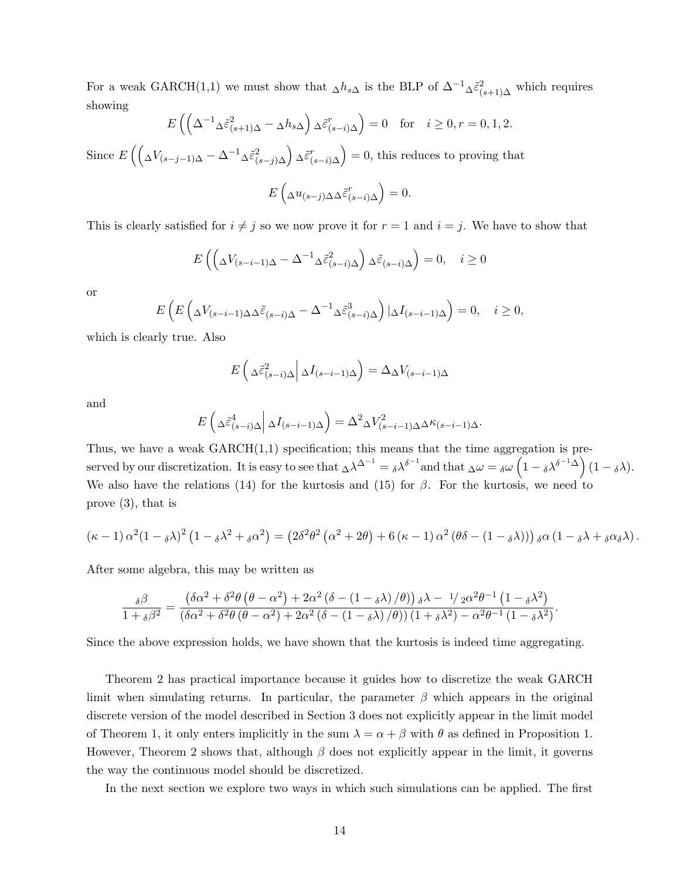For a weak GARCH(1,1) we must show that ${}_{\Delta}h_{s\Delta}$ is the BLP of $\Delta^{-1}{}_{\Delta}\tilde{\varepsilon}^2_{(s+1)\Delta}$ which requires showing

$$E\left(\left(\Delta^{-1}{}_{\Delta}\tilde{\varepsilon}^2_{(s+1)\Delta} - {}_{\Delta}h_{s\Delta}\right){}_{\Delta}\tilde{\varepsilon}^r_{(s-i)\Delta}\right) = 0 \quad \text{for} \quad i \geq 0, r = 0, 1, 2.$$

Since $E\left(\left({}_{\Delta}V_{(s-j-1)\Delta} - \Delta^{-1}{}_{\Delta}\tilde{\varepsilon}^2_{(s-j)\Delta}\right){}_{\Delta}\tilde{\varepsilon}^r_{(s-i)\Delta}\right) = 0$, this reduces to proving that

$$E\left({}_{\Delta}u_{(s-j)\Delta}{}_{\Delta}\tilde{\varepsilon}^r_{(s-i)\Delta}\right) = 0.$$

This is clearly satisfied for $i \neq j$ so we now prove it for $r = 1$ and $i = j$. We have to show that

$$E\left(\left({}_{\Delta}V_{(s-i-1)\Delta} - \Delta^{-1}{}_{\Delta}\tilde{\varepsilon}^2_{(s-i)\Delta}\right){}_{\Delta}\tilde{\varepsilon}_{(s-i)\Delta}\right) = 0, \quad i \geq 0$$

or

$$E\left(E\left({}_{\Delta}V_{(s-i-1)\Delta}{}_{\Delta}\tilde{\varepsilon}_{(s-i)\Delta} - \Delta^{-1}{}_{\Delta}\tilde{\varepsilon}^3_{(s-i)\Delta}\right)|{}_{\Delta}I_{(s-i-1)\Delta}\right) = 0, \quad i \geq 0,$$

which is clearly true. Also

$$E\left({}_{\Delta}\tilde{\varepsilon}^2_{(s-i)\Delta}\middle|\,{}_{\Delta}I_{(s-i-1)\Delta}\right) = \Delta{}_{\Delta}V_{(s-i-1)\Delta}$$

and

$$E\left({}_{\Delta}\tilde{\varepsilon}^4_{(s-i)\Delta}\middle|\,{}_{\Delta}I_{(s-i-1)\Delta}\right) = \Delta^2{}_{\Delta}V^2_{(s-i-1)\Delta}{}_{\Delta}\kappa_{(s-i-1)\Delta}.$$

Thus, we have a weak GARCH(1,1) specification; this means that the time aggregation is preserved by our discretization. It is easy to see that ${}_{\Delta}\lambda^{\Delta^{-1}} = {}_{\delta}\lambda^{\delta^{-1}}$ and that ${}_{\Delta}\omega = {}_{\delta}\omega\left(1 - {}_{\delta}\lambda^{\delta^{-1}\Delta}\right)(1 - {}_{\delta}\lambda)$. We also have the relations (14) for the kurtosis and (15) for $\beta$. For the kurtosis, we need to prove (3), that is

$$(\kappa - 1)\,\alpha^2(1 - {}_{\delta}\lambda)^2\left(1 - {}_{\delta}\lambda^2 + {}_{\delta}\alpha^2\right) = \left(2\delta^2\theta^2\left(\alpha^2 + 2\theta\right) + 6\,(\kappa - 1)\,\alpha^2\left(\theta\delta - (1 - {}_{\delta}\lambda)\right)\right){}_{\delta}\alpha\left(1 - {}_{\delta}\lambda + {}_{\delta}\alpha_{\delta}\lambda\right).$$

After some algebra, this may be written as

$$\frac{{}_{\delta}\beta}{1 + {}_{\delta}\beta^2} = \frac{\left(\delta\alpha^2 + \delta^2\theta\left(\theta - \alpha^2\right) + 2\alpha^2\left(\delta - (1 - {}_{\delta}\lambda)/\theta\right)\right){}_{\delta}\lambda - \,{}^{1}/{}_{2}\alpha^2\theta^{-1}\left(1 - {}_{\delta}\lambda^2\right)}{\left(\delta\alpha^2 + \delta^2\theta\left(\theta - \alpha^2\right) + 2\alpha^2\left(\delta - (1 - {}_{\delta}\lambda)/\theta\right)\right)\left(1 + {}_{\delta}\lambda^2\right) - \alpha^2\theta^{-1}\left(1 - {}_{\delta}\lambda^2\right)}.$$

Since the above expression holds, we have shown that the kurtosis is indeed time aggregating.

Theorem 2 has practical importance because it guides how to discretize the weak GARCH limit when simulating returns. In particular, the parameter $\beta$ which appears in the original discrete version of the model described in Section 3 does not explicitly appear in the limit model of Theorem 1, it only enters implicitly in the sum $\lambda = \alpha + \beta$ with $\theta$ as defined in Proposition 1. However, Theorem 2 shows that, although $\beta$ does not explicitly appear in the limit, it governs the way the continuous model should be discretized.

In the next section we explore two ways in which such simulations can be applied. The first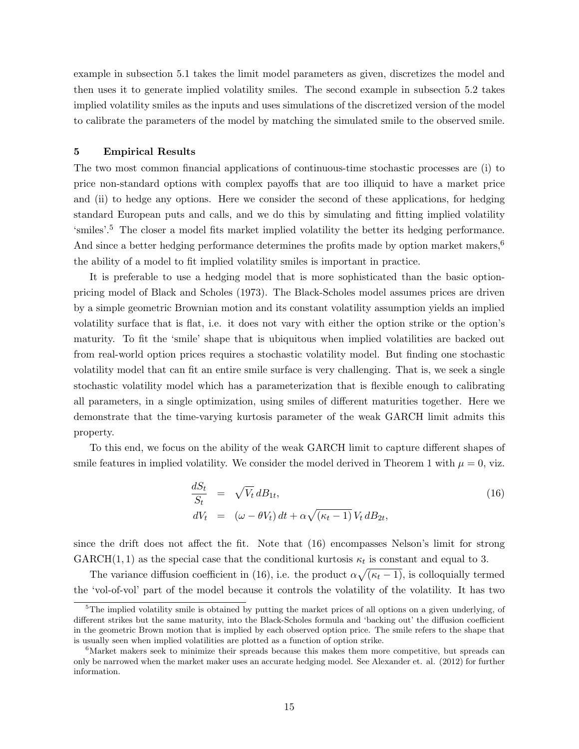example in subsection 5.1 takes the limit model parameters as given, discretizes the model and then uses it to generate implied volatility smiles. The second example in subsection 5.2 takes implied volatility smiles as the inputs and uses simulations of the discretized version of the model to calibrate the parameters of the model by matching the simulated smile to the observed smile.

## 5 Empirical Results

The two most common financial applications of continuous-time stochastic processes are (i) to price non-standard options with complex payoffs that are too illiquid to have a market price and (ii) to hedge any options. Here we consider the second of these applications, for hedging standard European puts and calls, and we do this by simulating and fitting implied volatility 'smiles'.[5] The closer a model fits market implied volatility the better its hedging performance. And since a better hedging performance determines the profits made by option market makers,[6] the ability of a model to fit implied volatility smiles is important in practice.

It is preferable to use a hedging model that is more sophisticated than the basic option-pricing model of Black and Scholes (1973). The Black-Scholes model assumes prices are driven by a simple geometric Brownian motion and its constant volatility assumption yields an implied volatility surface that is flat, i.e. it does not vary with either the option strike or the option's maturity. To fit the 'smile' shape that is ubiquitous when implied volatilities are backed out from real-world option prices requires a stochastic volatility model. But finding one stochastic volatility model that can fit an entire smile surface is very challenging. That is, we seek a single stochastic volatility model which has a parameterization that is flexible enough to calibrating all parameters, in a single optimization, using smiles of different maturities together. Here we demonstrate that the time-varying kurtosis parameter of the weak GARCH limit admits this property.

To this end, we focus on the ability of the weak GARCH limit to capture different shapes of smile features in implied volatility. We consider the model derived in Theorem 1 with $\mu = 0$, viz.

$$
\begin{aligned}
\frac{dS_t}{S_t} &= \sqrt{V_t}\, dB_{1t}, \\
dV_t &= (\omega - \theta V_t)\, dt + \alpha\sqrt{(\kappa_t - 1)}\, V_t\, dB_{2t},
\end{aligned}
\tag{16}
$$

since the drift does not affect the fit. Note that (16) encompasses Nelson's limit for strong GARCH(1, 1) as the special case that the conditional kurtosis $\kappa_t$ is constant and equal to 3.

The variance diffusion coefficient in (16), i.e. the product $\alpha\sqrt{(\kappa_t - 1)}$, is colloquially termed the 'vol-of-vol' part of the model because it controls the volatility of the volatility. It has two

[5] The implied volatility smile is obtained by putting the market prices of all options on a given underlying, of different strikes but the same maturity, into the Black-Scholes formula and 'backing out' the diffusion coefficient in the geometric Brown motion that is implied by each observed option price. The smile refers to the shape that is usually seen when implied volatilities are plotted as a function of option strike.

[6] Market makers seek to minimize their spreads because this makes them more competitive, but spreads can only be narrowed when the market maker uses an accurate hedging model. See Alexander et. al. (2012) for further information.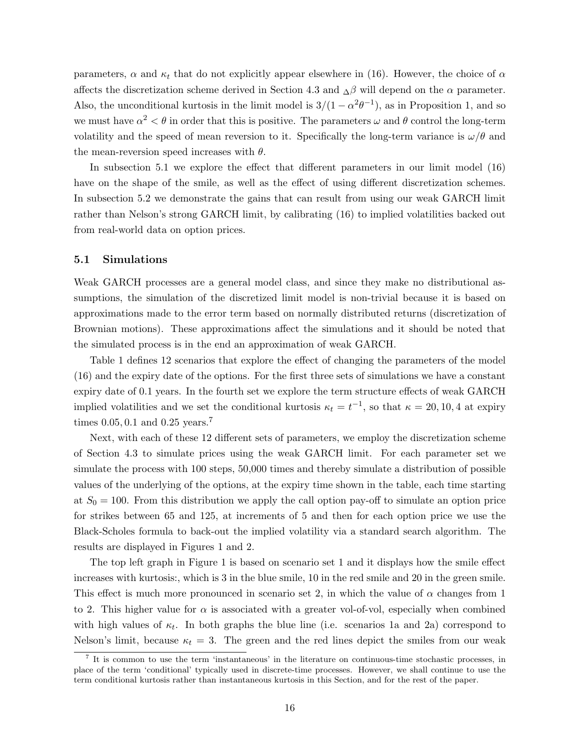parameters, $\alpha$ and $\kappa_t$ that do not explicitly appear elsewhere in (16). However, the choice of $\alpha$ affects the discretization scheme derived in Section 4.3 and ${}_{\Delta}\beta$ will depend on the $\alpha$ parameter. Also, the unconditional kurtosis in the limit model is $3/(1-\alpha^2\theta^{-1})$, as in Proposition 1, and so we must have $\alpha^2 < \theta$ in order that this is positive. The parameters $\omega$ and $\theta$ control the long-term volatility and the speed of mean reversion to it. Specifically the long-term variance is $\omega/\theta$ and the mean-reversion speed increases with $\theta$.

In subsection 5.1 we explore the effect that different parameters in our limit model (16) have on the shape of the smile, as well as the effect of using different discretization schemes. In subsection 5.2 we demonstrate the gains that can result from using our weak GARCH limit rather than Nelson's strong GARCH limit, by calibrating (16) to implied volatilities backed out from real-world data on option prices.

### 5.1 Simulations

Weak GARCH processes are a general model class, and since they make no distributional assumptions, the simulation of the discretized limit model is non-trivial because it is based on approximations made to the error term based on normally distributed returns (discretization of Brownian motions). These approximations affect the simulations and it should be noted that the simulated process is in the end an approximation of weak GARCH.

Table 1 defines 12 scenarios that explore the effect of changing the parameters of the model (16) and the expiry date of the options. For the first three sets of simulations we have a constant expiry date of 0.1 years. In the fourth set we explore the term structure effects of weak GARCH implied volatilities and we set the conditional kurtosis $\kappa_t = t^{-1}$, so that $\kappa = 20, 10, 4$ at expiry times $0.05, 0.1$ and $0.25$ years.[7]

Next, with each of these 12 different sets of parameters, we employ the discretization scheme of Section 4.3 to simulate prices using the weak GARCH limit. For each parameter set we simulate the process with 100 steps, 50,000 times and thereby simulate a distribution of possible values of the underlying of the options, at the expiry time shown in the table, each time starting at $S_0 = 100$. From this distribution we apply the call option pay-off to simulate an option price for strikes between 65 and 125, at increments of 5 and then for each option price we use the Black-Scholes formula to back-out the implied volatility via a standard search algorithm. The results are displayed in Figures 1 and 2.

The top left graph in Figure 1 is based on scenario set 1 and it displays how the smile effect increases with kurtosis:, which is 3 in the blue smile, 10 in the red smile and 20 in the green smile. This effect is much more pronounced in scenario set 2, in which the value of $\alpha$ changes from 1 to 2. This higher value for $\alpha$ is associated with a greater vol-of-vol, especially when combined with high values of $\kappa_t$. In both graphs the blue line (i.e. scenarios 1a and 2a) correspond to Nelson's limit, because $\kappa_t = 3$. The green and the red lines depict the smiles from our weak

[7] It is common to use the term 'instantaneous' in the literature on continuous-time stochastic processes, in place of the term 'conditional' typically used in discrete-time processes. However, we shall continue to use the term conditional kurtosis rather than instantaneous kurtosis in this Section, and for the rest of the paper.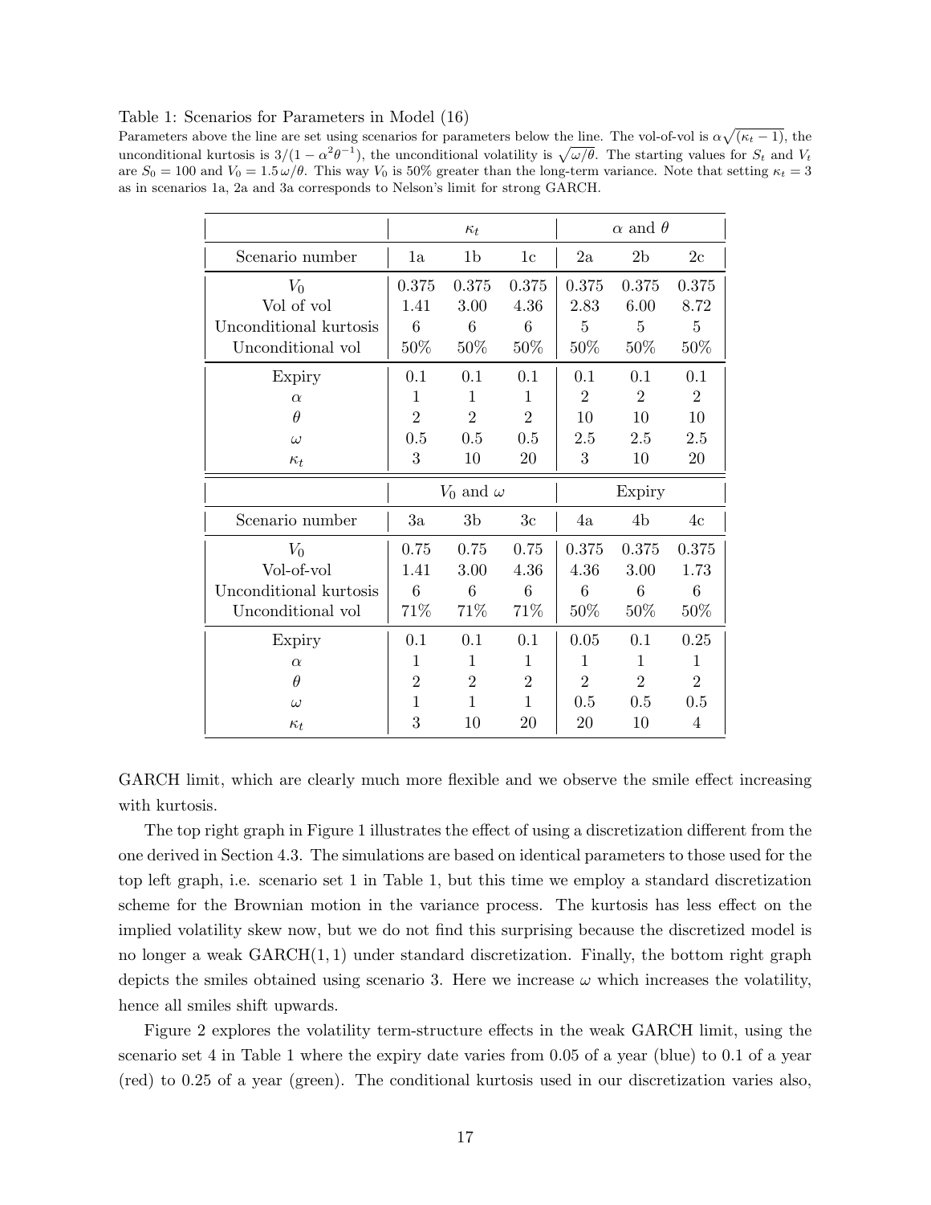Table 1: Scenarios for Parameters in Model (16)

Parameters above the line are set using scenarios for parameters below the line. The vol-of-vol is $\alpha\sqrt{(\kappa_t - 1)}$, the unconditional kurtosis is $3/(1 - \alpha^2\theta^{-1})$, the unconditional volatility is $\sqrt{\omega/\theta}$. The starting values for $S_t$ and $V_t$ are $S_0 = 100$ and $V_0 = 1.5\,\omega/\theta$. This way $V_0$ is 50% greater than the long-term variance. Note that setting $\kappa_t = 3$ as in scenarios 1a, 2a and 3a corresponds to Nelson's limit for strong GARCH.

| | $\kappa_t$ | | | $\alpha$ and $\theta$ | | |
|---|---|---|---|---|---|---|
| Scenario number | 1a | 1b | 1c | 2a | 2b | 2c |
| $V_0$ | 0.375 | 0.375 | 0.375 | 0.375 | 0.375 | 0.375 |
| Vol of vol | 1.41 | 3.00 | 4.36 | 2.83 | 6.00 | 8.72 |
| Unconditional kurtosis | 6 | 6 | 6 | 5 | 5 | 5 |
| Unconditional vol | 50% | 50% | 50% | 50% | 50% | 50% |
| Expiry | 0.1 | 0.1 | 0.1 | 0.1 | 0.1 | 0.1 |
| $\alpha$ | 1 | 1 | 1 | 2 | 2 | 2 |
| $\theta$ | 2 | 2 | 2 | 10 | 10 | 10 |
| $\omega$ | 0.5 | 0.5 | 0.5 | 2.5 | 2.5 | 2.5 |
| $\kappa_t$ | 3 | 10 | 20 | 3 | 10 | 20 |

| | $V_0$ and $\omega$ | | | Expiry | | |
|---|---|---|---|---|---|---|
| Scenario number | 3a | 3b | 3c | 4a | 4b | 4c |
| $V_0$ | 0.75 | 0.75 | 0.75 | 0.375 | 0.375 | 0.375 |
| Vol-of-vol | 1.41 | 3.00 | 4.36 | 4.36 | 3.00 | 1.73 |
| Unconditional kurtosis | 6 | 6 | 6 | 6 | 6 | 6 |
| Unconditional vol | 71% | 71% | 71% | 50% | 50% | 50% |
| Expiry | 0.1 | 0.1 | 0.1 | 0.05 | 0.1 | 0.25 |
| $\alpha$ | 1 | 1 | 1 | 1 | 1 | 1 |
| $\theta$ | 2 | 2 | 2 | 2 | 2 | 2 |
| $\omega$ | 1 | 1 | 1 | 0.5 | 0.5 | 0.5 |
| $\kappa_t$ | 3 | 10 | 20 | 20 | 10 | 4 |

GARCH limit, which are clearly much more flexible and we observe the smile effect increasing with kurtosis.

The top right graph in Figure 1 illustrates the effect of using a discretization different from the one derived in Section 4.3. The simulations are based on identical parameters to those used for the top left graph, i.e. scenario set 1 in Table 1, but this time we employ a standard discretization scheme for the Brownian motion in the variance process. The kurtosis has less effect on the implied volatility skew now, but we do not find this surprising because the discretized model is no longer a weak GARCH(1, 1) under standard discretization. Finally, the bottom right graph depicts the smiles obtained using scenario 3. Here we increase $\omega$ which increases the volatility, hence all smiles shift upwards.

Figure 2 explores the volatility term-structure effects in the weak GARCH limit, using the scenario set 4 in Table 1 where the expiry date varies from 0.05 of a year (blue) to 0.1 of a year (red) to 0.25 of a year (green). The conditional kurtosis used in our discretization varies also,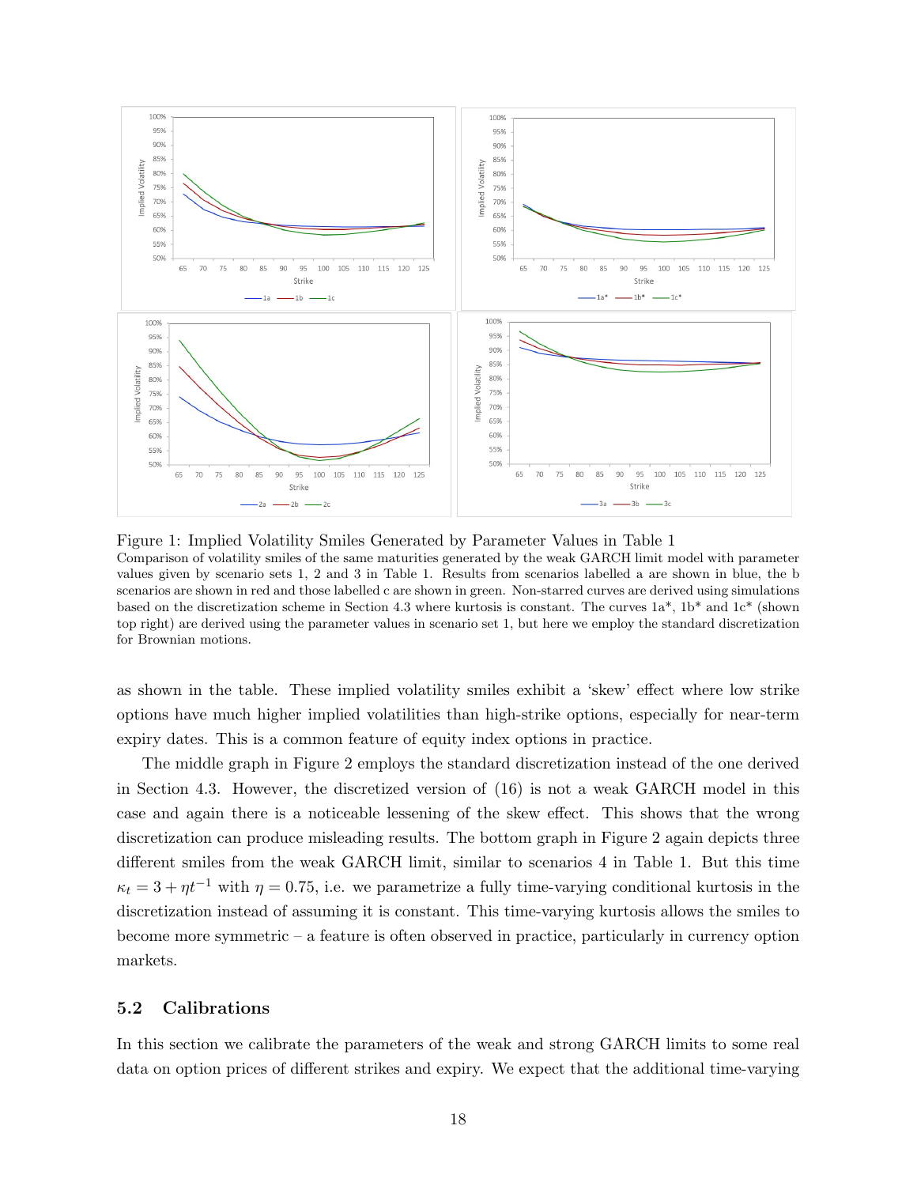Figure 1: Implied Volatility Smiles Generated by Parameter Values in Table 1
Comparison of volatility smiles of the same maturities generated by the weak GARCH limit model with parameter values given by scenario sets 1, 2 and 3 in Table 1. Results from scenarios labelled a are shown in blue, the b scenarios are shown in red and those labelled c are shown in green. Non-starred curves are derived using simulations based on the discretization scheme in Section 4.3 where kurtosis is constant. The curves 1a*, 1b* and 1c* (shown top right) are derived using the parameter values in scenario set 1, but here we employ the standard discretization for Brownian motions.

as shown in the table. These implied volatility smiles exhibit a 'skew' effect where low strike options have much higher implied volatilities than high-strike options, especially for near-term expiry dates. This is a common feature of equity index options in practice.

The middle graph in Figure 2 employs the standard discretization instead of the one derived in Section 4.3. However, the discretized version of (16) is not a weak GARCH model in this case and again there is a noticeable lessening of the skew effect. This shows that the wrong discretization can produce misleading results. The bottom graph in Figure 2 again depicts three different smiles from the weak GARCH limit, similar to scenarios 4 in Table 1. But this time $\kappa_t = 3 + \eta t^{-1}$ with $\eta = 0.75$, i.e. we parametrize a fully time-varying conditional kurtosis in the discretization instead of assuming it is constant. This time-varying kurtosis allows the smiles to become more symmetric – a feature is often observed in practice, particularly in currency option markets.

## 5.2 Calibrations

In this section we calibrate the parameters of the weak and strong GARCH limits to some real data on option prices of different strikes and expiry. We expect that the additional time-varying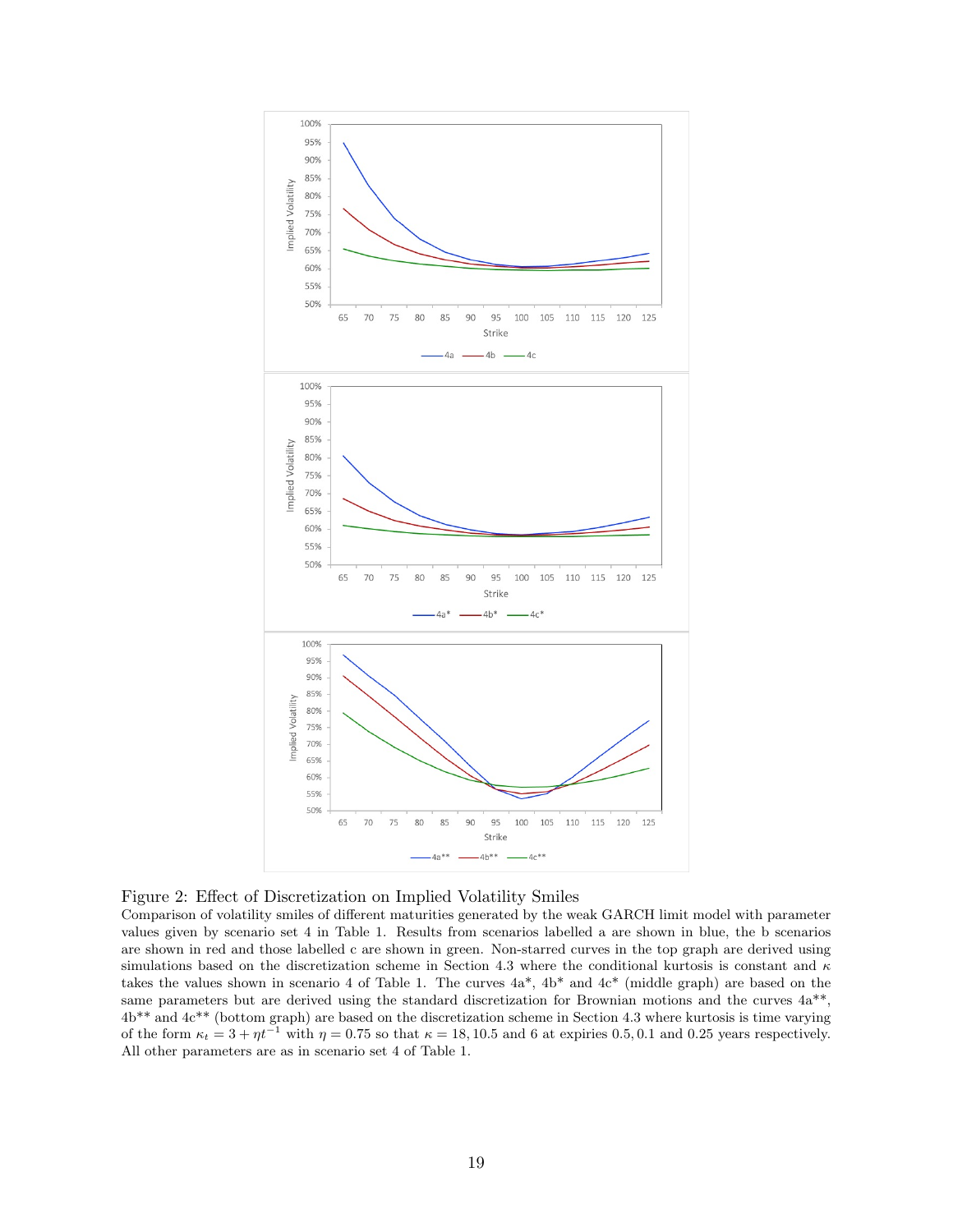Figure 2: Effect of Discretization on Implied Volatility Smiles

Comparison of volatility smiles of different maturities generated by the weak GARCH limit model with parameter values given by scenario set 4 in Table 1. Results from scenarios labelled a are shown in blue, the b scenarios are shown in red and those labelled c are shown in green. Non-starred curves in the top graph are derived using simulations based on the discretization scheme in Section 4.3 where the conditional kurtosis is constant and $\kappa$ takes the values shown in scenario 4 of Table 1. The curves 4a*, 4b* and 4c* (middle graph) are based on the same parameters but are derived using the standard discretization for Brownian motions and the curves 4a**, 4b** and 4c** (bottom graph) are based on the discretization scheme in Section 4.3 where kurtosis is time varying of the form $\kappa_t = 3 + \eta t^{-1}$ with $\eta = 0.75$ so that $\kappa = 18, 10.5$ and 6 at expiries 0.5, 0.1 and 0.25 years respectively. All other parameters are as in scenario set 4 of Table 1.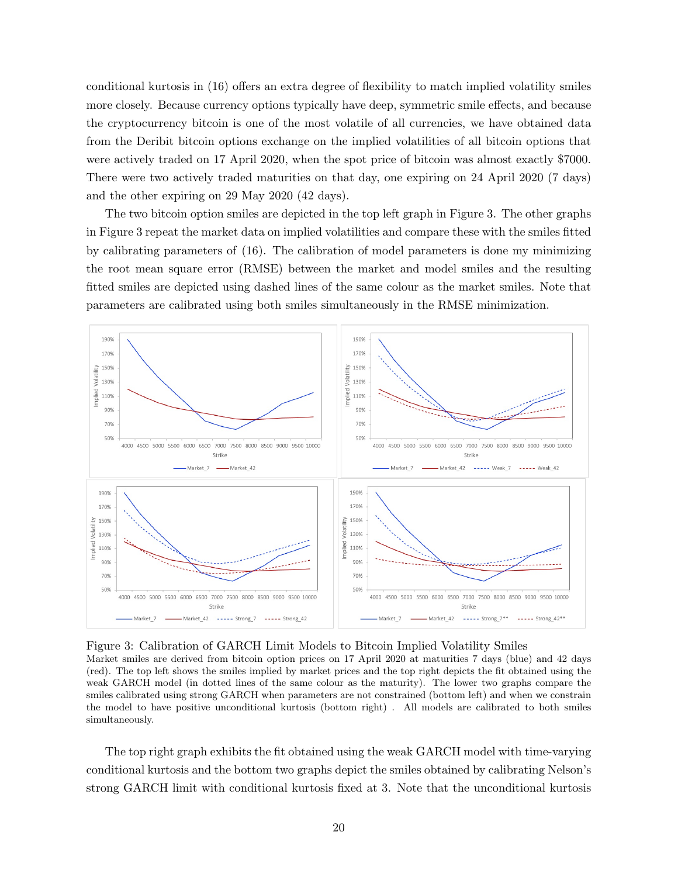conditional kurtosis in (16) offers an extra degree of flexibility to match implied volatility smiles more closely. Because currency options typically have deep, symmetric smile effects, and because the cryptocurrency bitcoin is one of the most volatile of all currencies, we have obtained data from the Deribit bitcoin options exchange on the implied volatilities of all bitcoin options that were actively traded on 17 April 2020, when the spot price of bitcoin was almost exactly \$7000. There were two actively traded maturities on that day, one expiring on 24 April 2020 (7 days) and the other expiring on 29 May 2020 (42 days).

The two bitcoin option smiles are depicted in the top left graph in Figure 3. The other graphs in Figure 3 repeat the market data on implied volatilities and compare these with the smiles fitted by calibrating parameters of (16). The calibration of model parameters is done my minimizing the root mean square error (RMSE) between the market and model smiles and the resulting fitted smiles are depicted using dashed lines of the same colour as the market smiles. Note that parameters are calibrated using both smiles simultaneously in the RMSE minimization.

Figure 3: Calibration of GARCH Limit Models to Bitcoin Implied Volatility Smiles
Market smiles are derived from bitcoin option prices on 17 April 2020 at maturities 7 days (blue) and 42 days (red). The top left shows the smiles implied by market prices and the top right depicts the fit obtained using the weak GARCH model (in dotted lines of the same colour as the maturity). The lower two graphs compare the smiles calibrated using strong GARCH when parameters are not constrained (bottom left) and when we constrain the model to have positive unconditional kurtosis (bottom right) . All models are calibrated to both smiles simultaneously.

The top right graph exhibits the fit obtained using the weak GARCH model with time-varying conditional kurtosis and the bottom two graphs depict the smiles obtained by calibrating Nelson's strong GARCH limit with conditional kurtosis fixed at 3. Note that the unconditional kurtosis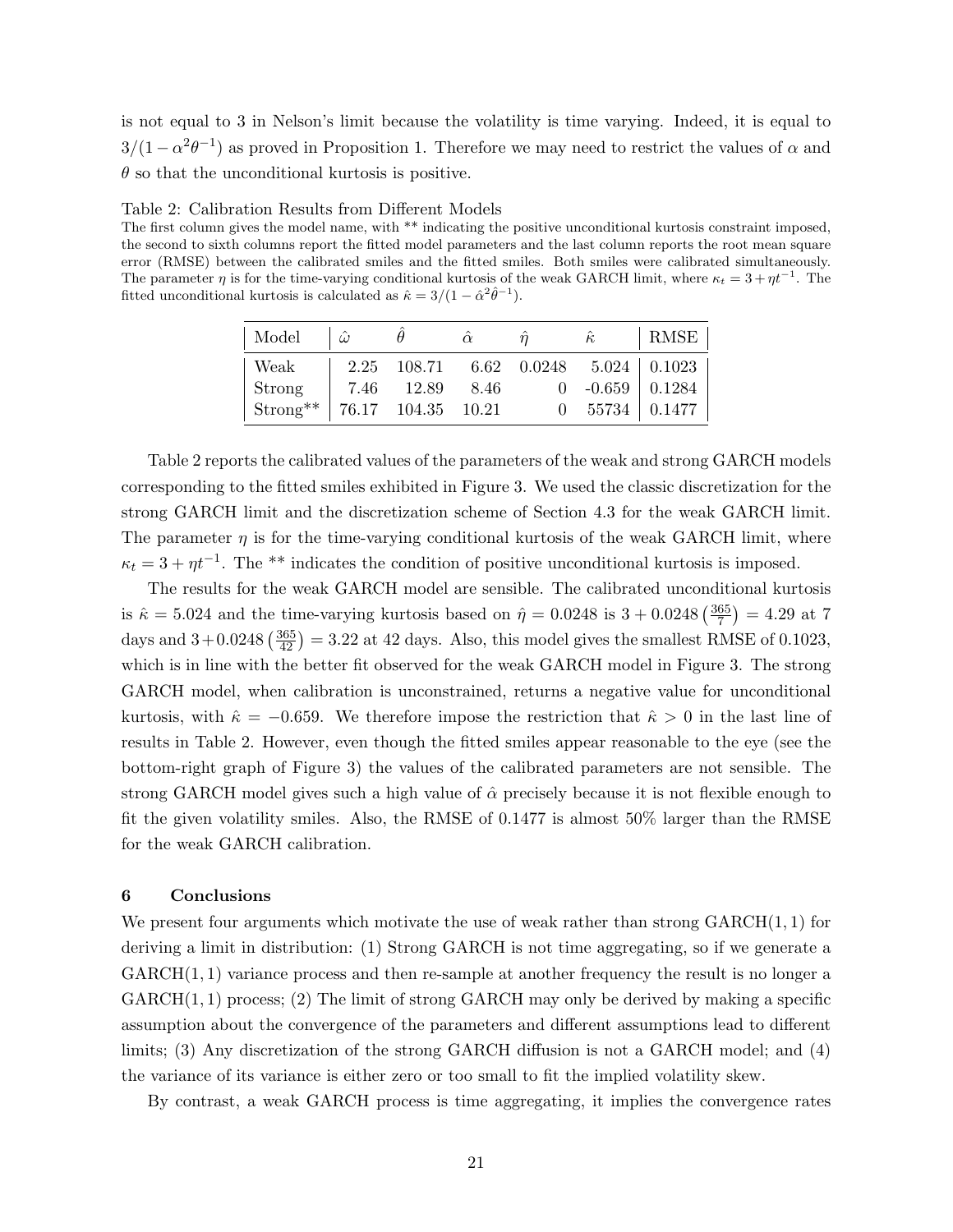is not equal to 3 in Nelson's limit because the volatility is time varying. Indeed, it is equal to $3/(1-\alpha^2\theta^{-1})$ as proved in Proposition 1. Therefore we may need to restrict the values of $\alpha$ and $\theta$ so that the unconditional kurtosis is positive.

Table 2: Calibration Results from Different Models

The first column gives the model name, with ** indicating the positive unconditional kurtosis constraint imposed, the second to sixth columns report the fitted model parameters and the last column reports the root mean square error (RMSE) between the calibrated smiles and the fitted smiles. Both smiles were calibrated simultaneously. The parameter $\eta$ is for the time-varying conditional kurtosis of the weak GARCH limit, where $\kappa_t = 3 + \eta t^{-1}$. The fitted unconditional kurtosis is calculated as $\hat{\kappa} = 3/(1-\hat{\alpha}^2\hat{\theta}^{-1})$.

| Model | $\hat{\omega}$ | $\hat{\theta}$ | $\hat{\alpha}$ | $\hat{\eta}$ | $\hat{\kappa}$ | RMSE |
|---|---|---|---|---|---|---|
| Weak | 2.25 | 108.71 | 6.62 | 0.0248 | 5.024 | 0.1023 |
| Strong | 7.46 | 12.89 | 8.46 | 0 | -0.659 | 0.1284 |
| Strong** | 76.17 | 104.35 | 10.21 | 0 | 55734 | 0.1477 |

Table 2 reports the calibrated values of the parameters of the weak and strong GARCH models corresponding to the fitted smiles exhibited in Figure 3. We used the classic discretization for the strong GARCH limit and the discretization scheme of Section 4.3 for the weak GARCH limit. The parameter $\eta$ is for the time-varying conditional kurtosis of the weak GARCH limit, where $\kappa_t = 3 + \eta t^{-1}$. The ** indicates the condition of positive unconditional kurtosis is imposed.

The results for the weak GARCH model are sensible. The calibrated unconditional kurtosis is $\hat{\kappa} = 5.024$ and the time-varying kurtosis based on $\hat{\eta} = 0.0248$ is $3 + 0.0248\left(\frac{365}{7}\right) = 4.29$ at 7 days and $3 + 0.0248\left(\frac{365}{42}\right) = 3.22$ at 42 days. Also, this model gives the smallest RMSE of 0.1023, which is in line with the better fit observed for the weak GARCH model in Figure 3. The strong GARCH model, when calibration is unconstrained, returns a negative value for unconditional kurtosis, with $\hat{\kappa} = -0.659$. We therefore impose the restriction that $\hat{\kappa} > 0$ in the last line of results in Table 2. However, even though the fitted smiles appear reasonable to the eye (see the bottom-right graph of Figure 3) the values of the calibrated parameters are not sensible. The strong GARCH model gives such a high value of $\hat{\alpha}$ precisely because it is not flexible enough to fit the given volatility smiles. Also, the RMSE of 0.1477 is almost 50% larger than the RMSE for the weak GARCH calibration.

## 6 Conclusions

We present four arguments which motivate the use of weak rather than strong GARCH(1, 1) for deriving a limit in distribution: (1) Strong GARCH is not time aggregating, so if we generate a GARCH(1, 1) variance process and then re-sample at another frequency the result is no longer a GARCH(1, 1) process; (2) The limit of strong GARCH may only be derived by making a specific assumption about the convergence of the parameters and different assumptions lead to different limits; (3) Any discretization of the strong GARCH diffusion is not a GARCH model; and (4) the variance of its variance is either zero or too small to fit the implied volatility skew.

By contrast, a weak GARCH process is time aggregating, it implies the convergence rates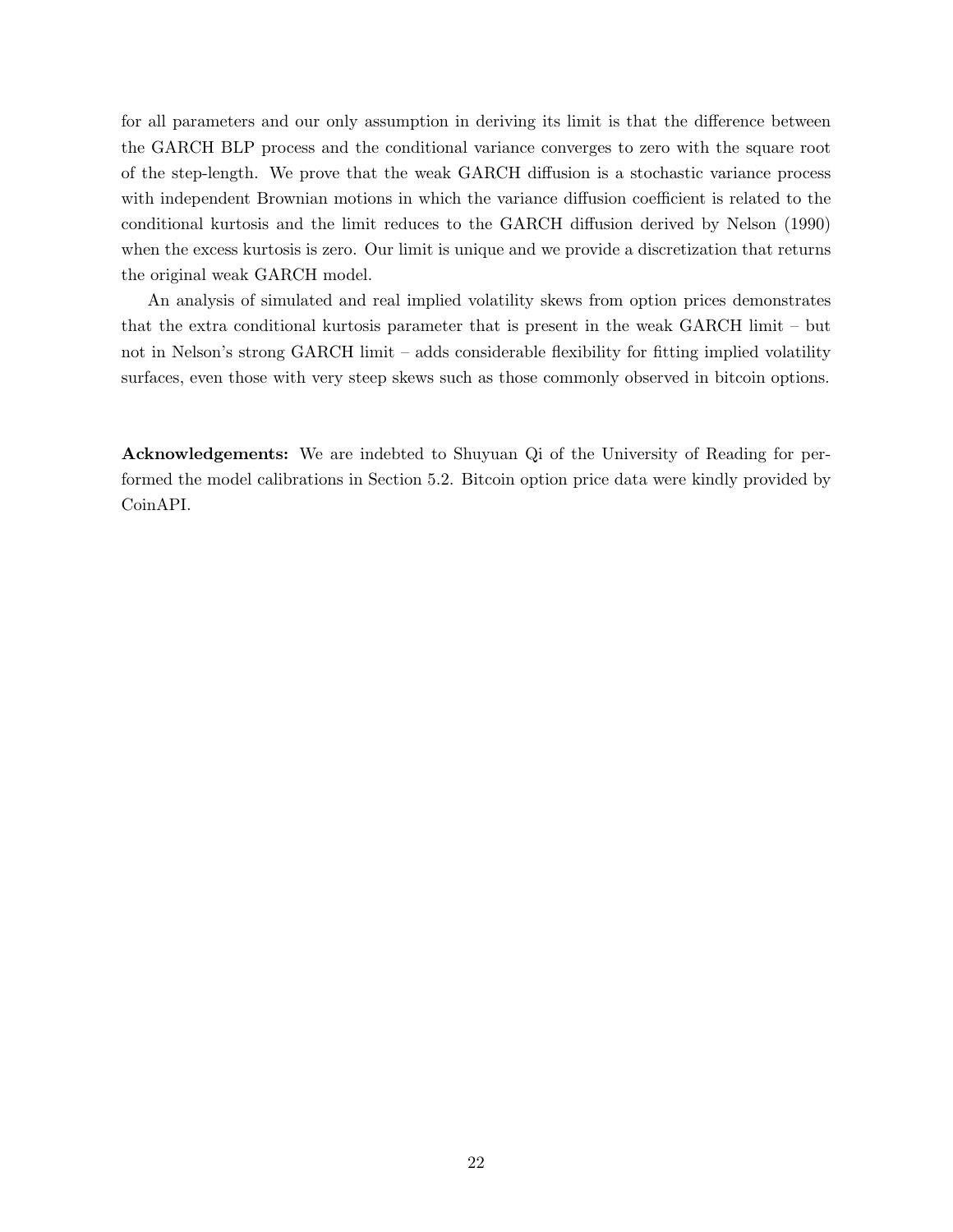for all parameters and our only assumption in deriving its limit is that the difference between the GARCH BLP process and the conditional variance converges to zero with the square root of the step-length. We prove that the weak GARCH diffusion is a stochastic variance process with independent Brownian motions in which the variance diffusion coefficient is related to the conditional kurtosis and the limit reduces to the GARCH diffusion derived by Nelson (1990) when the excess kurtosis is zero. Our limit is unique and we provide a discretization that returns the original weak GARCH model.

An analysis of simulated and real implied volatility skews from option prices demonstrates that the extra conditional kurtosis parameter that is present in the weak GARCH limit – but not in Nelson's strong GARCH limit – adds considerable flexibility for fitting implied volatility surfaces, even those with very steep skews such as those commonly observed in bitcoin options.

**Acknowledgements:** We are indebted to Shuyuan Qi of the University of Reading for performed the model calibrations in Section 5.2. Bitcoin option price data were kindly provided by CoinAPI.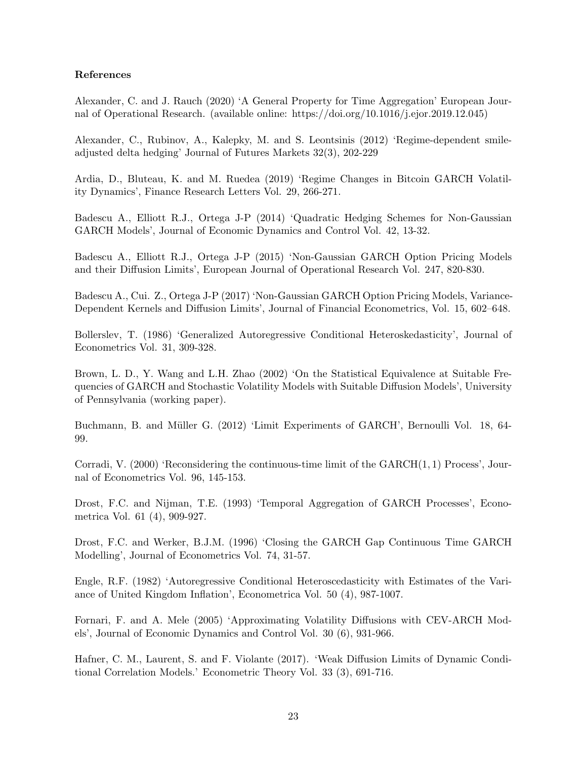**References**

Alexander, C. and J. Rauch (2020) 'A General Property for Time Aggregation' European Journal of Operational Research. (available online: https://doi.org/10.1016/j.ejor.2019.12.045)

Alexander, C., Rubinov, A., Kalepky, M. and S. Leontsinis (2012) 'Regime-dependent smile-adjusted delta hedging' Journal of Futures Markets 32(3), 202-229

Ardia, D., Bluteau, K. and M. Ruedea (2019) 'Regime Changes in Bitcoin GARCH Volatility Dynamics', Finance Research Letters Vol. 29, 266-271.

Badescu A., Elliott R.J., Ortega J-P (2014) 'Quadratic Hedging Schemes for Non-Gaussian GARCH Models', Journal of Economic Dynamics and Control Vol. 42, 13-32.

Badescu A., Elliott R.J., Ortega J-P (2015) 'Non-Gaussian GARCH Option Pricing Models and their Diffusion Limits', European Journal of Operational Research Vol. 247, 820-830.

Badescu A., Cui. Z., Ortega J-P (2017) 'Non-Gaussian GARCH Option Pricing Models, Variance-Dependent Kernels and Diffusion Limits', Journal of Financial Econometrics, Vol. 15, 602–648.

Bollerslev, T. (1986) 'Generalized Autoregressive Conditional Heteroskedasticity', Journal of Econometrics Vol. 31, 309-328.

Brown, L. D., Y. Wang and L.H. Zhao (2002) 'On the Statistical Equivalence at Suitable Frequencies of GARCH and Stochastic Volatility Models with Suitable Diffusion Models', University of Pennsylvania (working paper).

Buchmann, B. and Müller G. (2012) 'Limit Experiments of GARCH', Bernoulli Vol. 18, 64-99.

Corradi, V. (2000) 'Reconsidering the continuous-time limit of the GARCH(1, 1) Process', Journal of Econometrics Vol. 96, 145-153.

Drost, F.C. and Nijman, T.E. (1993) 'Temporal Aggregation of GARCH Processes', Econometrica Vol. 61 (4), 909-927.

Drost, F.C. and Werker, B.J.M. (1996) 'Closing the GARCH Gap Continuous Time GARCH Modelling', Journal of Econometrics Vol. 74, 31-57.

Engle, R.F. (1982) 'Autoregressive Conditional Heteroscedasticity with Estimates of the Variance of United Kingdom Inflation', Econometrica Vol. 50 (4), 987-1007.

Fornari, F. and A. Mele (2005) 'Approximating Volatility Diffusions with CEV-ARCH Models', Journal of Economic Dynamics and Control Vol. 30 (6), 931-966.

Hafner, C. M., Laurent, S. and F. Violante (2017). 'Weak Diffusion Limits of Dynamic Conditional Correlation Models.' Econometric Theory Vol. 33 (3), 691-716.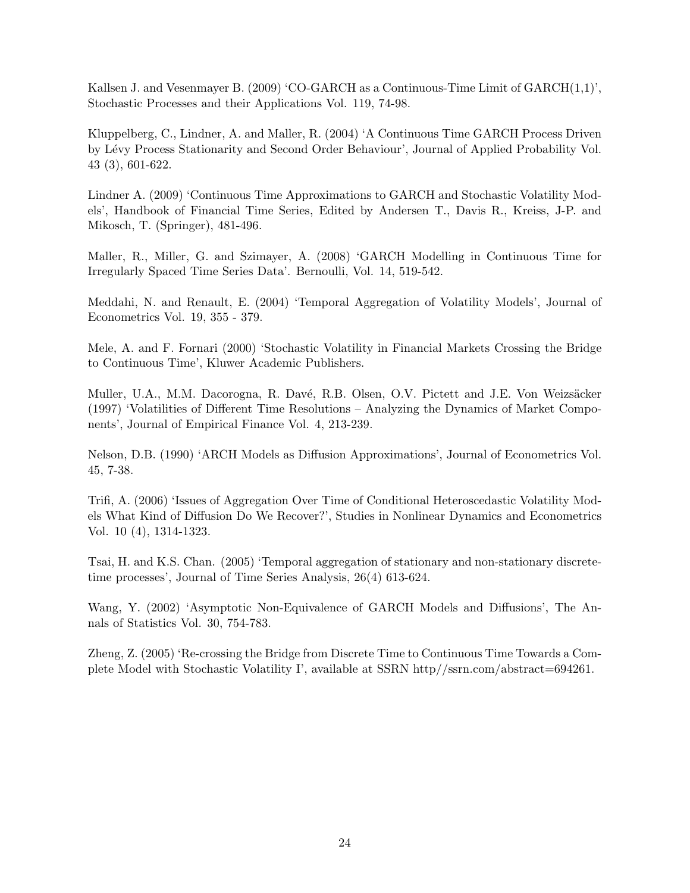Kallsen J. and Vesenmayer B. (2009) 'CO-GARCH as a Continuous-Time Limit of GARCH(1,1)', Stochastic Processes and their Applications Vol. 119, 74-98.

Kluppelberg, C., Lindner, A. and Maller, R. (2004) 'A Continuous Time GARCH Process Driven by Lévy Process Stationarity and Second Order Behaviour', Journal of Applied Probability Vol. 43 (3), 601-622.

Lindner A. (2009) 'Continuous Time Approximations to GARCH and Stochastic Volatility Models', Handbook of Financial Time Series, Edited by Andersen T., Davis R., Kreiss, J-P. and Mikosch, T. (Springer), 481-496.

Maller, R., Miller, G. and Szimayer, A. (2008) 'GARCH Modelling in Continuous Time for Irregularly Spaced Time Series Data'. Bernoulli, Vol. 14, 519-542.

Meddahi, N. and Renault, E. (2004) 'Temporal Aggregation of Volatility Models', Journal of Econometrics Vol. 19, 355 - 379.

Mele, A. and F. Fornari (2000) 'Stochastic Volatility in Financial Markets Crossing the Bridge to Continuous Time', Kluwer Academic Publishers.

Muller, U.A., M.M. Dacorogna, R. Davé, R.B. Olsen, O.V. Pictett and J.E. Von Weizsäcker (1997) 'Volatilities of Different Time Resolutions – Analyzing the Dynamics of Market Components', Journal of Empirical Finance Vol. 4, 213-239.

Nelson, D.B. (1990) 'ARCH Models as Diffusion Approximations', Journal of Econometrics Vol. 45, 7-38.

Trifi, A. (2006) 'Issues of Aggregation Over Time of Conditional Heteroscedastic Volatility Models What Kind of Diffusion Do We Recover?', Studies in Nonlinear Dynamics and Econometrics Vol. 10 (4), 1314-1323.

Tsai, H. and K.S. Chan. (2005) 'Temporal aggregation of stationary and non-stationary discrete-time processes', Journal of Time Series Analysis, 26(4) 613-624.

Wang, Y. (2002) 'Asymptotic Non-Equivalence of GARCH Models and Diffusions', The Annals of Statistics Vol. 30, 754-783.

Zheng, Z. (2005) 'Re-crossing the Bridge from Discrete Time to Continuous Time Towards a Complete Model with Stochastic Volatility I', available at SSRN http//ssrn.com/abstract=694261.